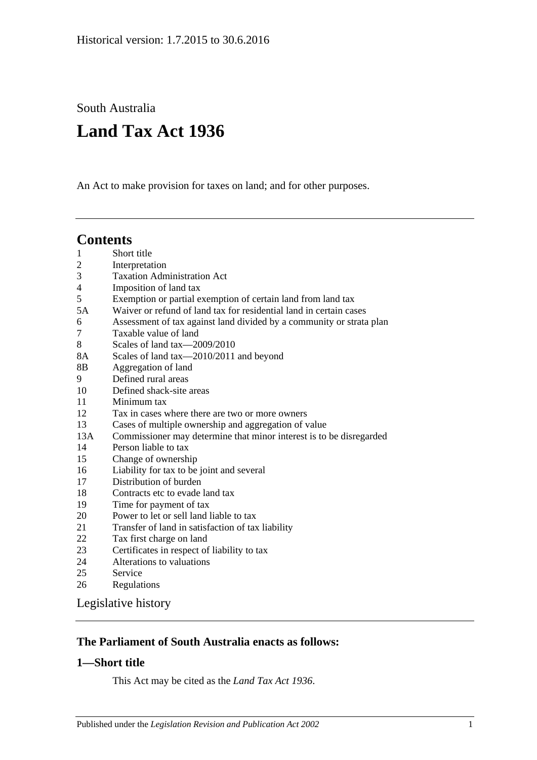Historical version: 1.7.2015 to 30.6.2016

South Australia

# Land Tax Act 1936

An Act to make provision for taxes on land; and for other purposes.

## Contents

1 Short title
2 Interpretation
3 Taxation Administration Act
4 Imposition of land tax
5 Exemption or partial exemption of certain land from land tax
5A Waiver or refund of land tax for residential land in certain cases
6 Assessment of tax against land divided by a community or strata plan
7 Taxable value of land
8 Scales of land tax—2009/2010
8A Scales of land tax—2010/2011 and beyond
8B Aggregation of land
9 Defined rural areas
10 Defined shack-site areas
11 Minimum tax
12 Tax in cases where there are two or more owners
13 Cases of multiple ownership and aggregation of value
13A Commissioner may determine that minor interest is to be disregarded
14 Person liable to tax
15 Change of ownership
16 Liability for tax to be joint and several
17 Distribution of burden
18 Contracts etc to evade land tax
19 Time for payment of tax
20 Power to let or sell land liable to tax
21 Transfer of land in satisfaction of tax liability
22 Tax first charge on land
23 Certificates in respect of liability to tax
24 Alterations to valuations
25 Service
26 Regulations

Legislative history

### The Parliament of South Australia enacts as follows:

### 1—Short title

This Act may be cited as the *Land Tax Act 1936*.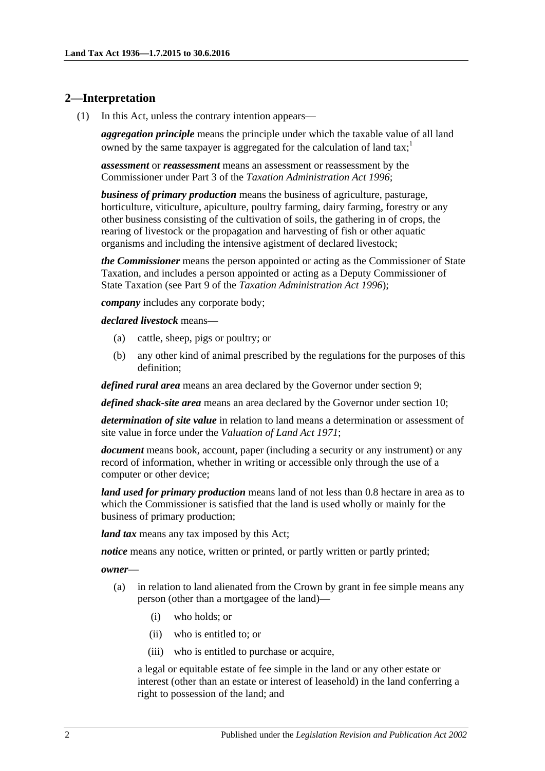## 2—Interpretation

(1) In this Act, unless the contrary intention appears—

***aggregation principle*** means the principle under which the taxable value of all land owned by the same taxpayer is aggregated for the calculation of land tax;[1]

***assessment*** or ***reassessment*** means an assessment or reassessment by the Commissioner under Part 3 of the *Taxation Administration Act 1996*;

***business of primary production*** means the business of agriculture, pasturage, horticulture, viticulture, apiculture, poultry farming, dairy farming, forestry or any other business consisting of the cultivation of soils, the gathering in of crops, the rearing of livestock or the propagation and harvesting of fish or other aquatic organisms and including the intensive agistment of declared livestock;

***the Commissioner*** means the person appointed or acting as the Commissioner of State Taxation, and includes a person appointed or acting as a Deputy Commissioner of State Taxation (see Part 9 of the *Taxation Administration Act 1996*);

***company*** includes any corporate body;

***declared livestock*** means—

(a) cattle, sheep, pigs or poultry; or

(b) any other kind of animal prescribed by the regulations for the purposes of this definition;

***defined rural area*** means an area declared by the Governor under section 9;

***defined shack-site area*** means an area declared by the Governor under section 10;

***determination of site value*** in relation to land means a determination or assessment of site value in force under the *Valuation of Land Act 1971*;

***document*** means book, account, paper (including a security or any instrument) or any record of information, whether in writing or accessible only through the use of a computer or other device;

***land used for primary production*** means land of not less than 0.8 hectare in area as to which the Commissioner is satisfied that the land is used wholly or mainly for the business of primary production;

***land tax*** means any tax imposed by this Act;

***notice*** means any notice, written or printed, or partly written or partly printed;

***owner***—

(a) in relation to land alienated from the Crown by grant in fee simple means any person (other than a mortgagee of the land)—

(i) who holds; or

(ii) who is entitled to; or

(iii) who is entitled to purchase or acquire,

a legal or equitable estate of fee simple in the land or any other estate or interest (other than an estate or interest of leasehold) in the land conferring a right to possession of the land; and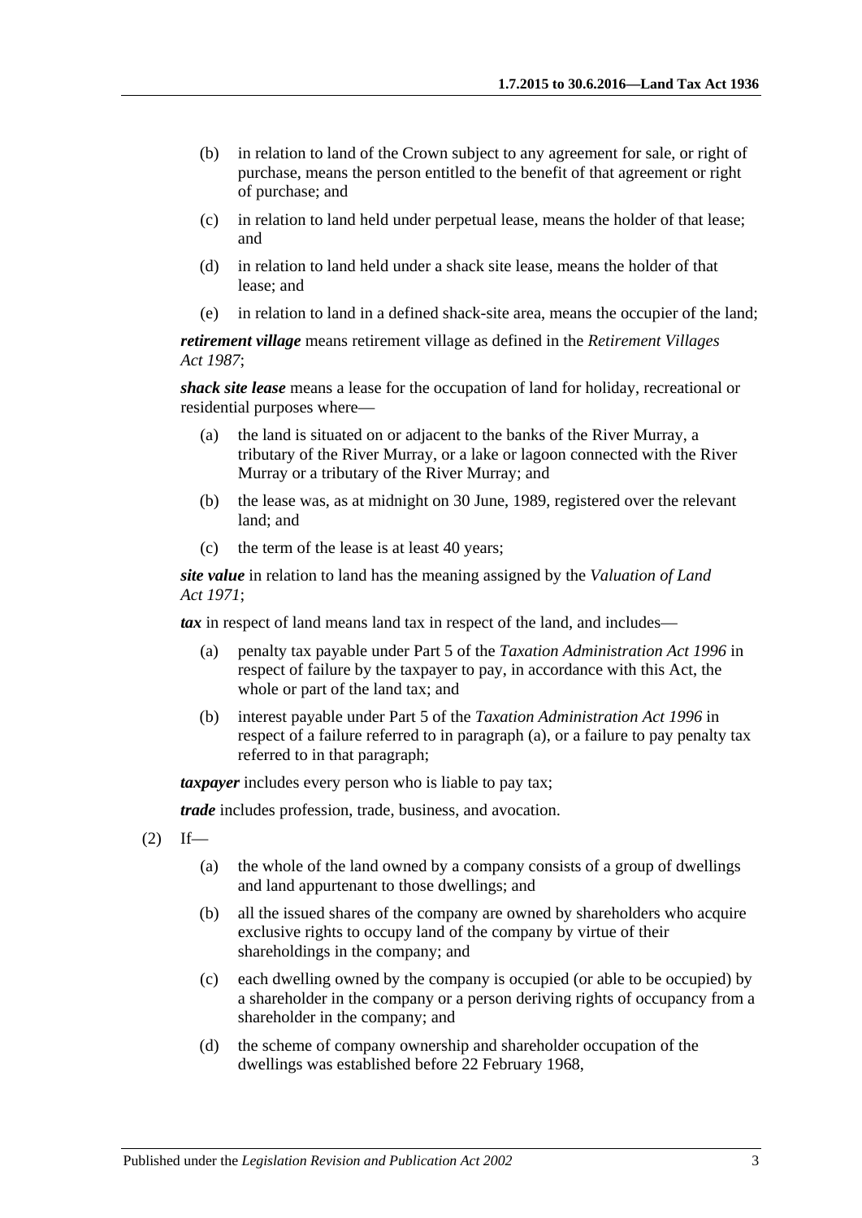(b) in relation to land of the Crown subject to any agreement for sale, or right of purchase, means the person entitled to the benefit of that agreement or right of purchase; and

(c) in relation to land held under perpetual lease, means the holder of that lease; and

(d) in relation to land held under a shack site lease, means the holder of that lease; and

(e) in relation to land in a defined shack-site area, means the occupier of the land;

***retirement village*** means retirement village as defined in the *Retirement Villages Act 1987*;

***shack site lease*** means a lease for the occupation of land for holiday, recreational or residential purposes where—

(a) the land is situated on or adjacent to the banks of the River Murray, a tributary of the River Murray, or a lake or lagoon connected with the River Murray or a tributary of the River Murray; and

(b) the lease was, as at midnight on 30 June, 1989, registered over the relevant land; and

(c) the term of the lease is at least 40 years;

***site value*** in relation to land has the meaning assigned by the *Valuation of Land Act 1971*;

***tax*** in respect of land means land tax in respect of the land, and includes—

(a) penalty tax payable under Part 5 of the *Taxation Administration Act 1996* in respect of failure by the taxpayer to pay, in accordance with this Act, the whole or part of the land tax; and

(b) interest payable under Part 5 of the *Taxation Administration Act 1996* in respect of a failure referred to in paragraph (a), or a failure to pay penalty tax referred to in that paragraph;

***taxpayer*** includes every person who is liable to pay tax;

***trade*** includes profession, trade, business, and avocation.

(2) If—

(a) the whole of the land owned by a company consists of a group of dwellings and land appurtenant to those dwellings; and

(b) all the issued shares of the company are owned by shareholders who acquire exclusive rights to occupy land of the company by virtue of their shareholdings in the company; and

(c) each dwelling owned by the company is occupied (or able to be occupied) by a shareholder in the company or a person deriving rights of occupancy from a shareholder in the company; and

(d) the scheme of company ownership and shareholder occupation of the dwellings was established before 22 February 1968,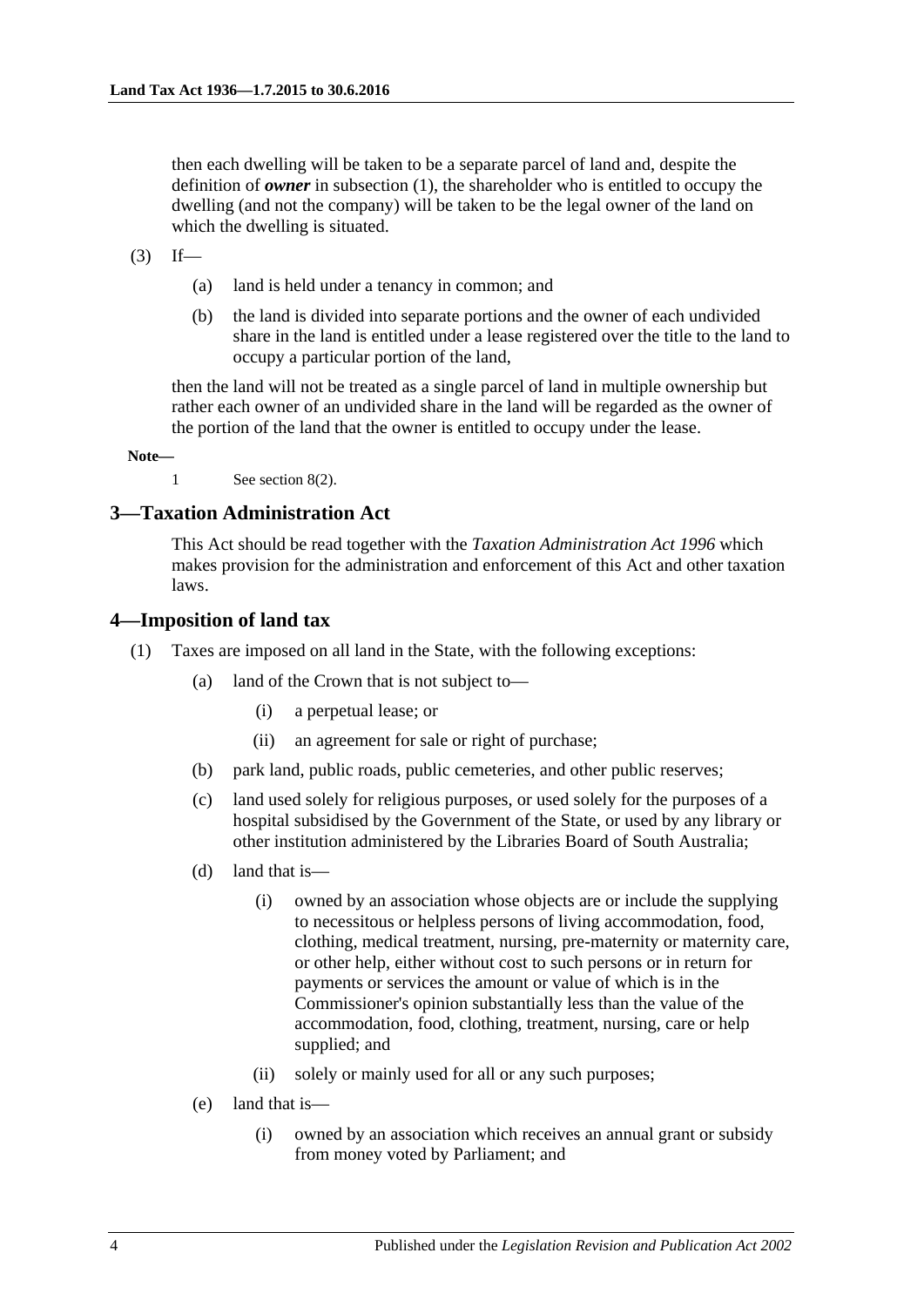then each dwelling will be taken to be a separate parcel of land and, despite the definition of ***owner*** in subsection (1), the shareholder who is entitled to occupy the dwelling (and not the company) will be taken to be the legal owner of the land on which the dwelling is situated.

(3) If—

(a) land is held under a tenancy in common; and

(b) the land is divided into separate portions and the owner of each undivided share in the land is entitled under a lease registered over the title to the land to occupy a particular portion of the land,

then the land will not be treated as a single parcel of land in multiple ownership but rather each owner of an undivided share in the land will be regarded as the owner of the portion of the land that the owner is entitled to occupy under the lease.

**Note—**

1 See section 8(2).

## 3—Taxation Administration Act

This Act should be read together with the *Taxation Administration Act 1996* which makes provision for the administration and enforcement of this Act and other taxation laws.

## 4—Imposition of land tax

(1) Taxes are imposed on all land in the State, with the following exceptions:

(a) land of the Crown that is not subject to—

(i) a perpetual lease; or

(ii) an agreement for sale or right of purchase;

(b) park land, public roads, public cemeteries, and other public reserves;

(c) land used solely for religious purposes, or used solely for the purposes of a hospital subsidised by the Government of the State, or used by any library or other institution administered by the Libraries Board of South Australia;

(d) land that is—

(i) owned by an association whose objects are or include the supplying to necessitous or helpless persons of living accommodation, food, clothing, medical treatment, nursing, pre-maternity or maternity care, or other help, either without cost to such persons or in return for payments or services the amount or value of which is in the Commissioner's opinion substantially less than the value of the accommodation, food, clothing, treatment, nursing, care or help supplied; and

(ii) solely or mainly used for all or any such purposes;

(e) land that is—

(i) owned by an association which receives an annual grant or subsidy from money voted by Parliament; and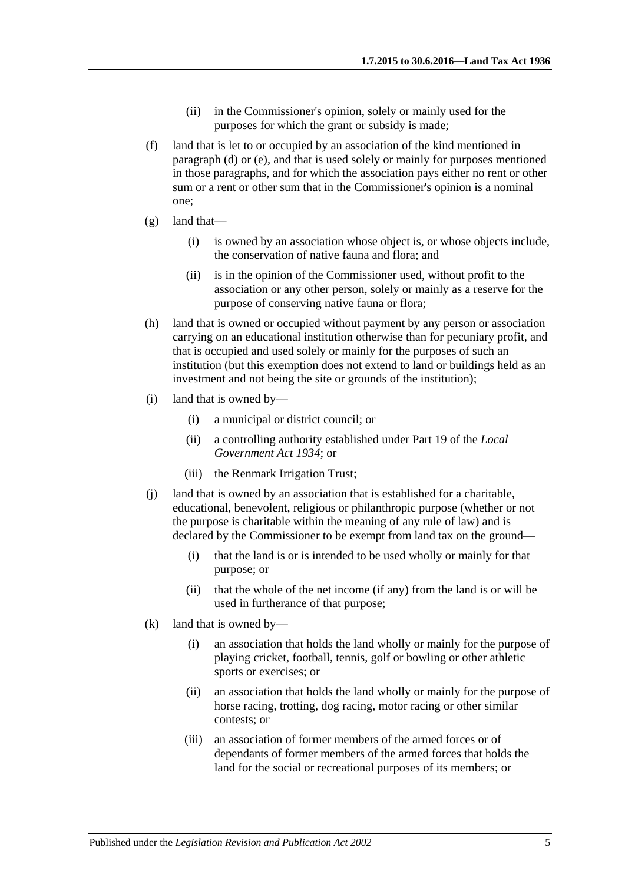(ii) in the Commissioner's opinion, solely or mainly used for the purposes for which the grant or subsidy is made;

(f) land that is let to or occupied by an association of the kind mentioned in paragraph (d) or (e), and that is used solely or mainly for purposes mentioned in those paragraphs, and for which the association pays either no rent or other sum or a rent or other sum that in the Commissioner's opinion is a nominal one;

(g) land that—

(i) is owned by an association whose object is, or whose objects include, the conservation of native fauna and flora; and

(ii) is in the opinion of the Commissioner used, without profit to the association or any other person, solely or mainly as a reserve for the purpose of conserving native fauna or flora;

(h) land that is owned or occupied without payment by any person or association carrying on an educational institution otherwise than for pecuniary profit, and that is occupied and used solely or mainly for the purposes of such an institution (but this exemption does not extend to land or buildings held as an investment and not being the site or grounds of the institution);

(i) land that is owned by—

(i) a municipal or district council; or

(ii) a controlling authority established under Part 19 of the *Local Government Act 1934*; or

(iii) the Renmark Irrigation Trust;

(j) land that is owned by an association that is established for a charitable, educational, benevolent, religious or philanthropic purpose (whether or not the purpose is charitable within the meaning of any rule of law) and is declared by the Commissioner to be exempt from land tax on the ground—

(i) that the land is or is intended to be used wholly or mainly for that purpose; or

(ii) that the whole of the net income (if any) from the land is or will be used in furtherance of that purpose;

(k) land that is owned by—

(i) an association that holds the land wholly or mainly for the purpose of playing cricket, football, tennis, golf or bowling or other athletic sports or exercises; or

(ii) an association that holds the land wholly or mainly for the purpose of horse racing, trotting, dog racing, motor racing or other similar contests; or

(iii) an association of former members of the armed forces or of dependants of former members of the armed forces that holds the land for the social or recreational purposes of its members; or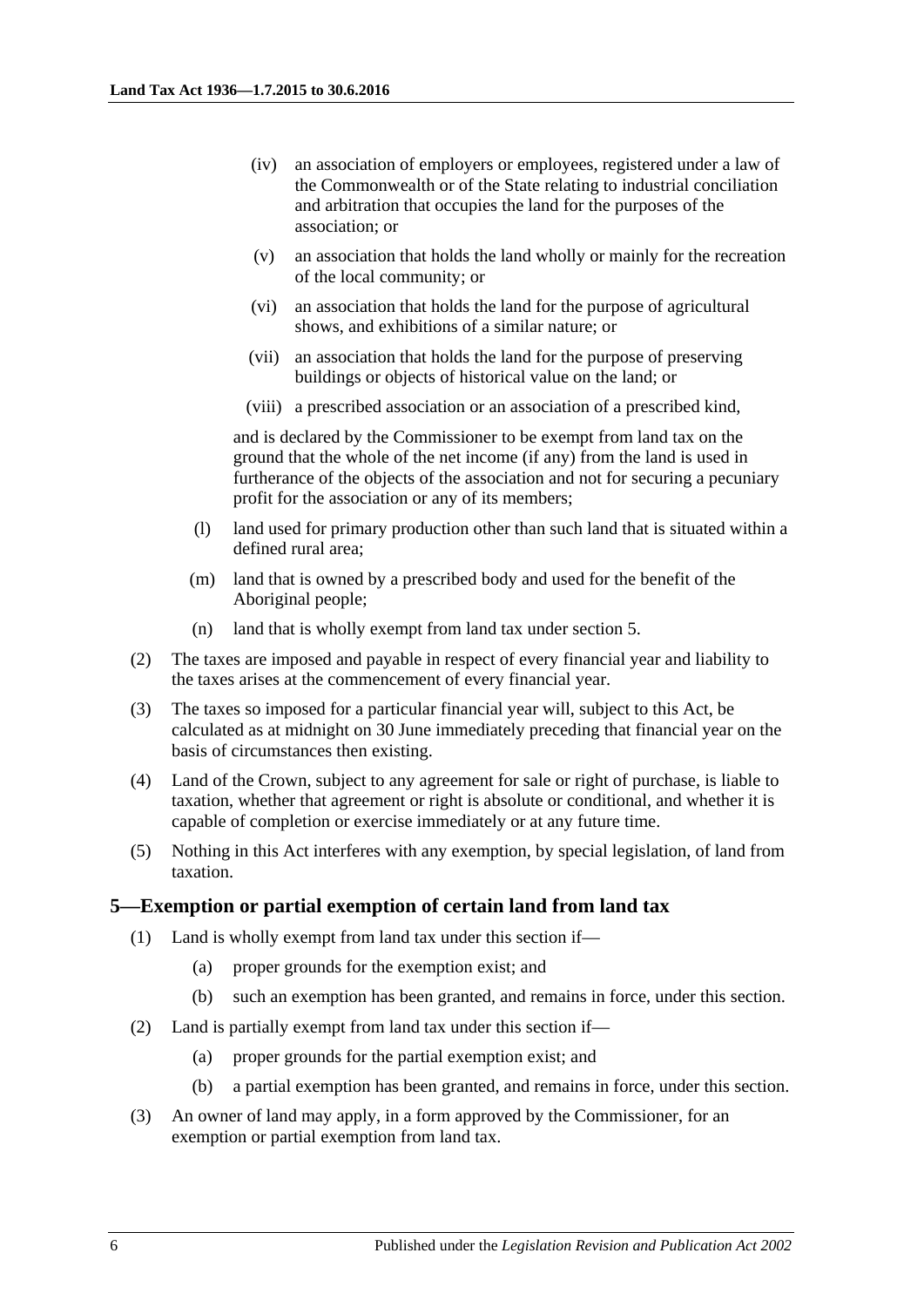(iv) an association of employers or employees, registered under a law of the Commonwealth or of the State relating to industrial conciliation and arbitration that occupies the land for the purposes of the association; or

(v) an association that holds the land wholly or mainly for the recreation of the local community; or

(vi) an association that holds the land for the purpose of agricultural shows, and exhibitions of a similar nature; or

(vii) an association that holds the land for the purpose of preserving buildings or objects of historical value on the land; or

(viii) a prescribed association or an association of a prescribed kind,

and is declared by the Commissioner to be exempt from land tax on the ground that the whole of the net income (if any) from the land is used in furtherance of the objects of the association and not for securing a pecuniary profit for the association or any of its members;

(l) land used for primary production other than such land that is situated within a defined rural area;

(m) land that is owned by a prescribed body and used for the benefit of the Aboriginal people;

(n) land that is wholly exempt from land tax under section 5.

(2) The taxes are imposed and payable in respect of every financial year and liability to the taxes arises at the commencement of every financial year.

(3) The taxes so imposed for a particular financial year will, subject to this Act, be calculated as at midnight on 30 June immediately preceding that financial year on the basis of circumstances then existing.

(4) Land of the Crown, subject to any agreement for sale or right of purchase, is liable to taxation, whether that agreement or right is absolute or conditional, and whether it is capable of completion or exercise immediately or at any future time.

(5) Nothing in this Act interferes with any exemption, by special legislation, of land from taxation.

## 5—Exemption or partial exemption of certain land from land tax

(1) Land is wholly exempt from land tax under this section if—

(a) proper grounds for the exemption exist; and

(b) such an exemption has been granted, and remains in force, under this section.

(2) Land is partially exempt from land tax under this section if—

(a) proper grounds for the partial exemption exist; and

(b) a partial exemption has been granted, and remains in force, under this section.

(3) An owner of land may apply, in a form approved by the Commissioner, for an exemption or partial exemption from land tax.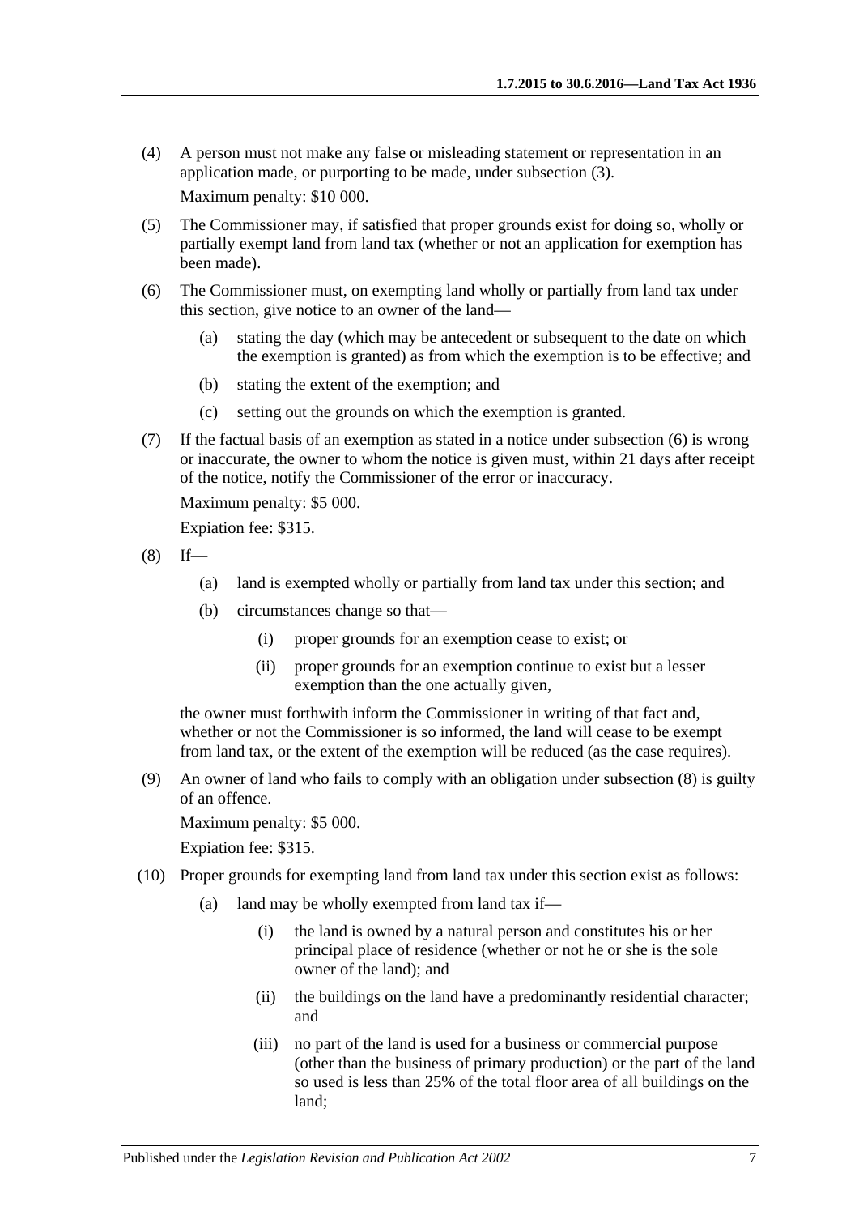(4) A person must not make any false or misleading statement or representation in an application made, or purporting to be made, under subsection (3).

Maximum penalty: $10 000.

(5) The Commissioner may, if satisfied that proper grounds exist for doing so, wholly or partially exempt land from land tax (whether or not an application for exemption has been made).

(6) The Commissioner must, on exempting land wholly or partially from land tax under this section, give notice to an owner of the land—

- (a) stating the day (which may be antecedent or subsequent to the date on which the exemption is granted) as from which the exemption is to be effective; and
- (b) stating the extent of the exemption; and
- (c) setting out the grounds on which the exemption is granted.

(7) If the factual basis of an exemption as stated in a notice under subsection (6) is wrong or inaccurate, the owner to whom the notice is given must, within 21 days after receipt of the notice, notify the Commissioner of the error or inaccuracy.

Maximum penalty: $5 000.

Expiation fee: $315.

(8) If—

- (a) land is exempted wholly or partially from land tax under this section; and
- (b) circumstances change so that—
  - (i) proper grounds for an exemption cease to exist; or
  - (ii) proper grounds for an exemption continue to exist but a lesser exemption than the one actually given,

the owner must forthwith inform the Commissioner in writing of that fact and, whether or not the Commissioner is so informed, the land will cease to be exempt from land tax, or the extent of the exemption will be reduced (as the case requires).

(9) An owner of land who fails to comply with an obligation under subsection (8) is guilty of an offence.

Maximum penalty: $5 000.

Expiation fee: $315.

(10) Proper grounds for exempting land from land tax under this section exist as follows:

- (a) land may be wholly exempted from land tax if—
  - (i) the land is owned by a natural person and constitutes his or her principal place of residence (whether or not he or she is the sole owner of the land); and
  - (ii) the buildings on the land have a predominantly residential character; and
  - (iii) no part of the land is used for a business or commercial purpose (other than the business of primary production) or the part of the land so used is less than 25% of the total floor area of all buildings on the land;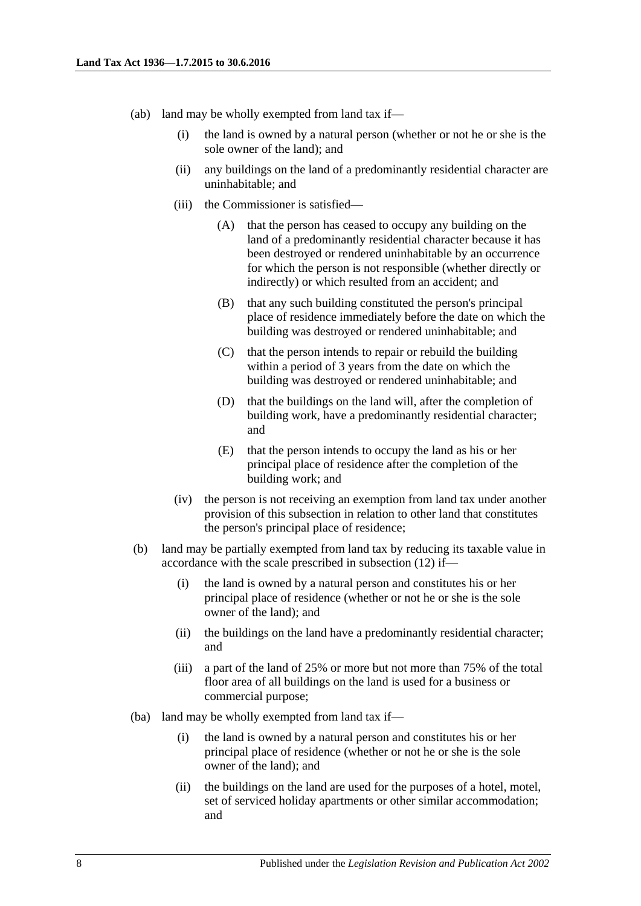(ab) land may be wholly exempted from land tax if—

  (i) the land is owned by a natural person (whether or not he or she is the sole owner of the land); and

  (ii) any buildings on the land of a predominantly residential character are uninhabitable; and

  (iii) the Commissioner is satisfied—

    (A) that the person has ceased to occupy any building on the land of a predominantly residential character because it has been destroyed or rendered uninhabitable by an occurrence for which the person is not responsible (whether directly or indirectly) or which resulted from an accident; and

    (B) that any such building constituted the person's principal place of residence immediately before the date on which the building was destroyed or rendered uninhabitable; and

    (C) that the person intends to repair or rebuild the building within a period of 3 years from the date on which the building was destroyed or rendered uninhabitable; and

    (D) that the buildings on the land will, after the completion of building work, have a predominantly residential character; and

    (E) that the person intends to occupy the land as his or her principal place of residence after the completion of the building work; and

  (iv) the person is not receiving an exemption from land tax under another provision of this subsection in relation to other land that constitutes the person's principal place of residence;

(b) land may be partially exempted from land tax by reducing its taxable value in accordance with the scale prescribed in subsection (12) if—

  (i) the land is owned by a natural person and constitutes his or her principal place of residence (whether or not he or she is the sole owner of the land); and

  (ii) the buildings on the land have a predominantly residential character; and

  (iii) a part of the land of 25% or more but not more than 75% of the total floor area of all buildings on the land is used for a business or commercial purpose;

(ba) land may be wholly exempted from land tax if—

  (i) the land is owned by a natural person and constitutes his or her principal place of residence (whether or not he or she is the sole owner of the land); and

  (ii) the buildings on the land are used for the purposes of a hotel, motel, set of serviced holiday apartments or other similar accommodation; and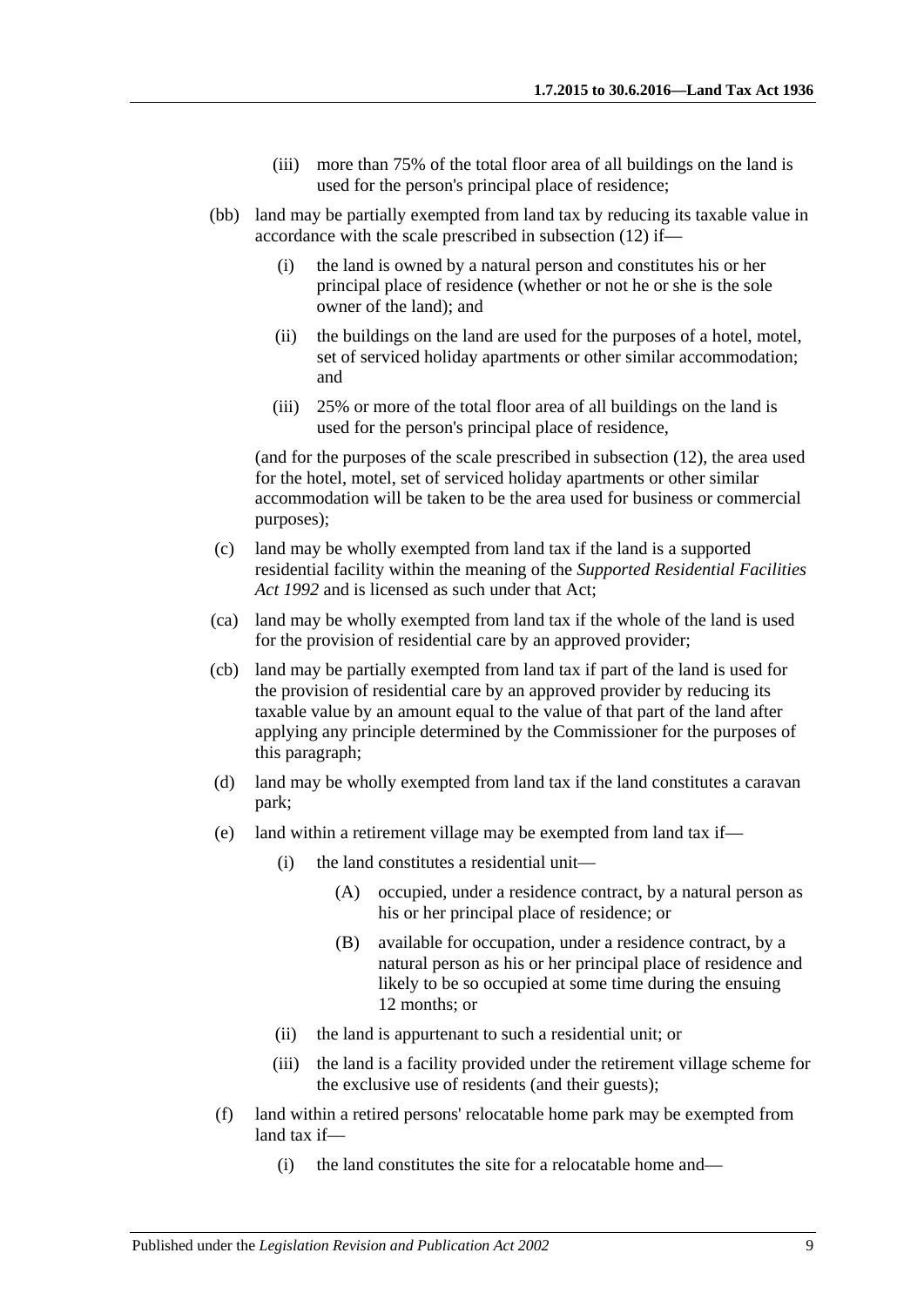(iii) more than 75% of the total floor area of all buildings on the land is used for the person's principal place of residence;

(bb) land may be partially exempted from land tax by reducing its taxable value in accordance with the scale prescribed in subsection (12) if—

(i) the land is owned by a natural person and constitutes his or her principal place of residence (whether or not he or she is the sole owner of the land); and

(ii) the buildings on the land are used for the purposes of a hotel, motel, set of serviced holiday apartments or other similar accommodation; and

(iii) 25% or more of the total floor area of all buildings on the land is used for the person's principal place of residence,

(and for the purposes of the scale prescribed in subsection (12), the area used for the hotel, motel, set of serviced holiday apartments or other similar accommodation will be taken to be the area used for business or commercial purposes);

(c) land may be wholly exempted from land tax if the land is a supported residential facility within the meaning of the *Supported Residential Facilities Act 1992* and is licensed as such under that Act;

(ca) land may be wholly exempted from land tax if the whole of the land is used for the provision of residential care by an approved provider;

(cb) land may be partially exempted from land tax if part of the land is used for the provision of residential care by an approved provider by reducing its taxable value by an amount equal to the value of that part of the land after applying any principle determined by the Commissioner for the purposes of this paragraph;

(d) land may be wholly exempted from land tax if the land constitutes a caravan park;

(e) land within a retirement village may be exempted from land tax if—

(i) the land constitutes a residential unit—

(A) occupied, under a residence contract, by a natural person as his or her principal place of residence; or

(B) available for occupation, under a residence contract, by a natural person as his or her principal place of residence and likely to be so occupied at some time during the ensuing 12 months; or

(ii) the land is appurtenant to such a residential unit; or

(iii) the land is a facility provided under the retirement village scheme for the exclusive use of residents (and their guests);

(f) land within a retired persons' relocatable home park may be exempted from land tax if—

(i) the land constitutes the site for a relocatable home and—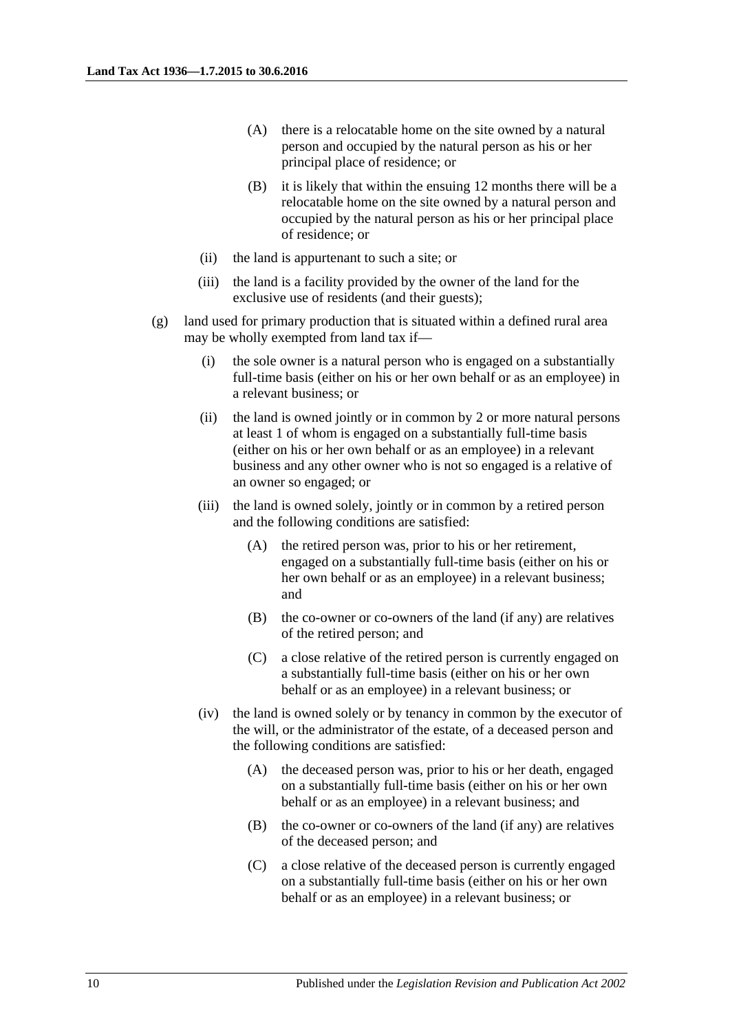(A) there is a relocatable home on the site owned by a natural person and occupied by the natural person as his or her principal place of residence; or

(B) it is likely that within the ensuing 12 months there will be a relocatable home on the site owned by a natural person and occupied by the natural person as his or her principal place of residence; or

(ii) the land is appurtenant to such a site; or

(iii) the land is a facility provided by the owner of the land for the exclusive use of residents (and their guests);

(g) land used for primary production that is situated within a defined rural area may be wholly exempted from land tax if—

(i) the sole owner is a natural person who is engaged on a substantially full-time basis (either on his or her own behalf or as an employee) in a relevant business; or

(ii) the land is owned jointly or in common by 2 or more natural persons at least 1 of whom is engaged on a substantially full-time basis (either on his or her own behalf or as an employee) in a relevant business and any other owner who is not so engaged is a relative of an owner so engaged; or

(iii) the land is owned solely, jointly or in common by a retired person and the following conditions are satisfied:

(A) the retired person was, prior to his or her retirement, engaged on a substantially full-time basis (either on his or her own behalf or as an employee) in a relevant business; and

(B) the co-owner or co-owners of the land (if any) are relatives of the retired person; and

(C) a close relative of the retired person is currently engaged on a substantially full-time basis (either on his or her own behalf or as an employee) in a relevant business; or

(iv) the land is owned solely or by tenancy in common by the executor of the will, or the administrator of the estate, of a deceased person and the following conditions are satisfied:

(A) the deceased person was, prior to his or her death, engaged on a substantially full-time basis (either on his or her own behalf or as an employee) in a relevant business; and

(B) the co-owner or co-owners of the land (if any) are relatives of the deceased person; and

(C) a close relative of the deceased person is currently engaged on a substantially full-time basis (either on his or her own behalf or as an employee) in a relevant business; or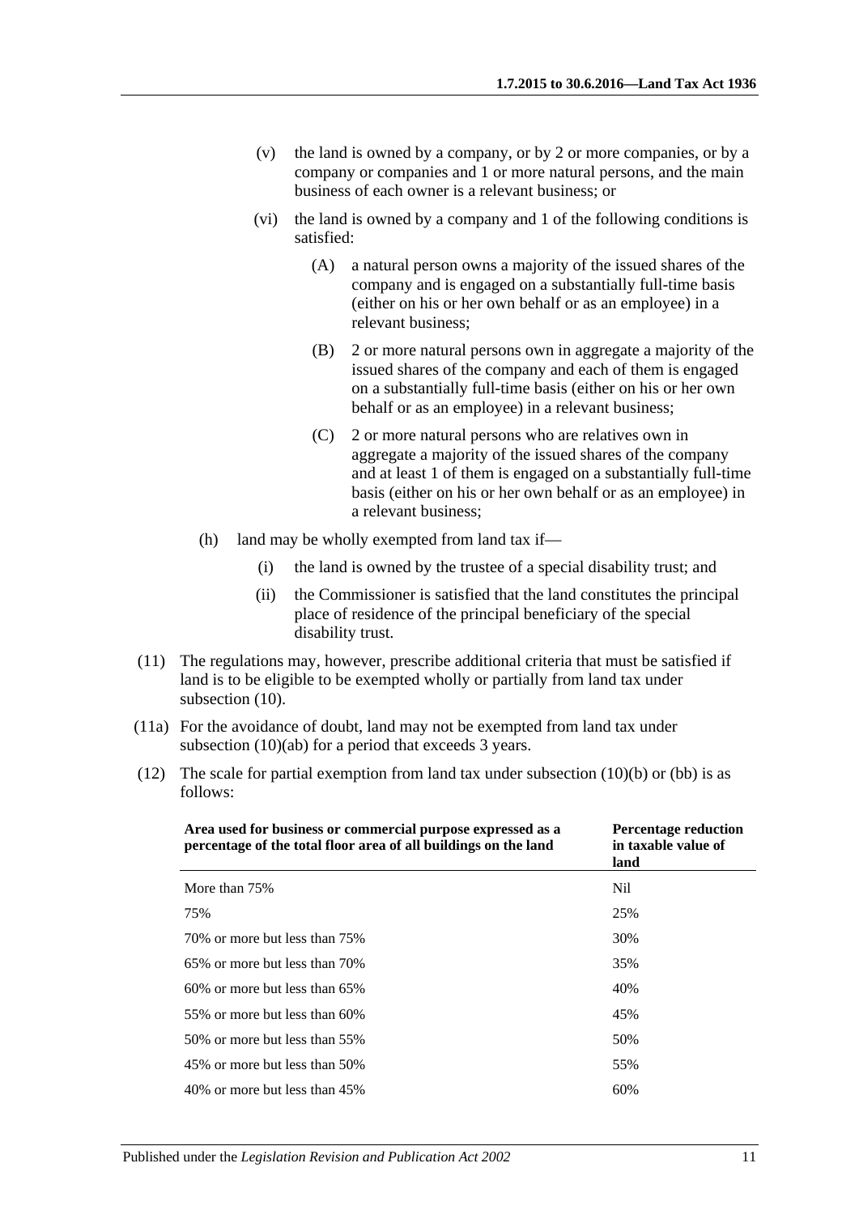(v) the land is owned by a company, or by 2 or more companies, or by a company or companies and 1 or more natural persons, and the main business of each owner is a relevant business; or

(vi) the land is owned by a company and 1 of the following conditions is satisfied:

(A) a natural person owns a majority of the issued shares of the company and is engaged on a substantially full-time basis (either on his or her own behalf or as an employee) in a relevant business;

(B) 2 or more natural persons own in aggregate a majority of the issued shares of the company and each of them is engaged on a substantially full-time basis (either on his or her own behalf or as an employee) in a relevant business;

(C) 2 or more natural persons who are relatives own in aggregate a majority of the issued shares of the company and at least 1 of them is engaged on a substantially full-time basis (either on his or her own behalf or as an employee) in a relevant business;

(h) land may be wholly exempted from land tax if—

(i) the land is owned by the trustee of a special disability trust; and

(ii) the Commissioner is satisfied that the land constitutes the principal place of residence of the principal beneficiary of the special disability trust.

(11) The regulations may, however, prescribe additional criteria that must be satisfied if land is to be eligible to be exempted wholly or partially from land tax under subsection (10).

(11a) For the avoidance of doubt, land may not be exempted from land tax under subsection (10)(ab) for a period that exceeds 3 years.

(12) The scale for partial exemption from land tax under subsection (10)(b) or (bb) is as follows:

| Area used for business or commercial purpose expressed as a percentage of the total floor area of all buildings on the land | Percentage reduction in taxable value of land |
|---|---|
| More than 75% | Nil |
| 75% | 25% |
| 70% or more but less than 75% | 30% |
| 65% or more but less than 70% | 35% |
| 60% or more but less than 65% | 40% |
| 55% or more but less than 60% | 45% |
| 50% or more but less than 55% | 50% |
| 45% or more but less than 50% | 55% |
| 40% or more but less than 45% | 60% |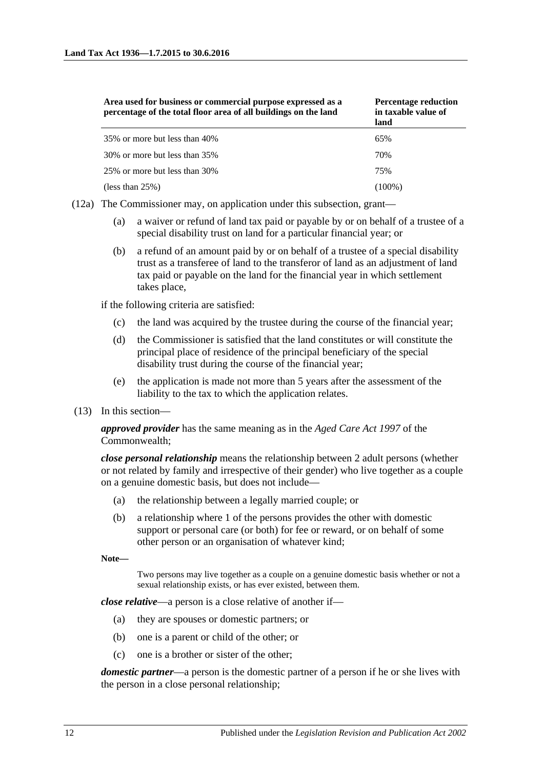| Area used for business or commercial purpose expressed as a percentage of the total floor area of all buildings on the land | Percentage reduction in taxable value of land |
|---|---|
| 35% or more but less than 40% | 65% |
| 30% or more but less than 35% | 70% |
| 25% or more but less than 30% | 75% |
| (less than 25%) | (100%) |

(12a) The Commissioner may, on application under this subsection, grant—

(a) a waiver or refund of land tax paid or payable by or on behalf of a trustee of a special disability trust on land for a particular financial year; or

(b) a refund of an amount paid by or on behalf of a trustee of a special disability trust as a transferee of land to the transferor of land as an adjustment of land tax paid or payable on the land for the financial year in which settlement takes place,

if the following criteria are satisfied:

(c) the land was acquired by the trustee during the course of the financial year;

(d) the Commissioner is satisfied that the land constitutes or will constitute the principal place of residence of the principal beneficiary of the special disability trust during the course of the financial year;

(e) the application is made not more than 5 years after the assessment of the liability to the tax to which the application relates.

(13) In this section—

***approved provider*** has the same meaning as in the *Aged Care Act 1997* of the Commonwealth;

***close personal relationship*** means the relationship between 2 adult persons (whether or not related by family and irrespective of their gender) who live together as a couple on a genuine domestic basis, but does not include—

(a) the relationship between a legally married couple; or

(b) a relationship where 1 of the persons provides the other with domestic support or personal care (or both) for fee or reward, or on behalf of some other person or an organisation of whatever kind;

**Note—**

Two persons may live together as a couple on a genuine domestic basis whether or not a sexual relationship exists, or has ever existed, between them.

***close relative***—a person is a close relative of another if—

(a) they are spouses or domestic partners; or

(b) one is a parent or child of the other; or

(c) one is a brother or sister of the other;

***domestic partner***—a person is the domestic partner of a person if he or she lives with the person in a close personal relationship;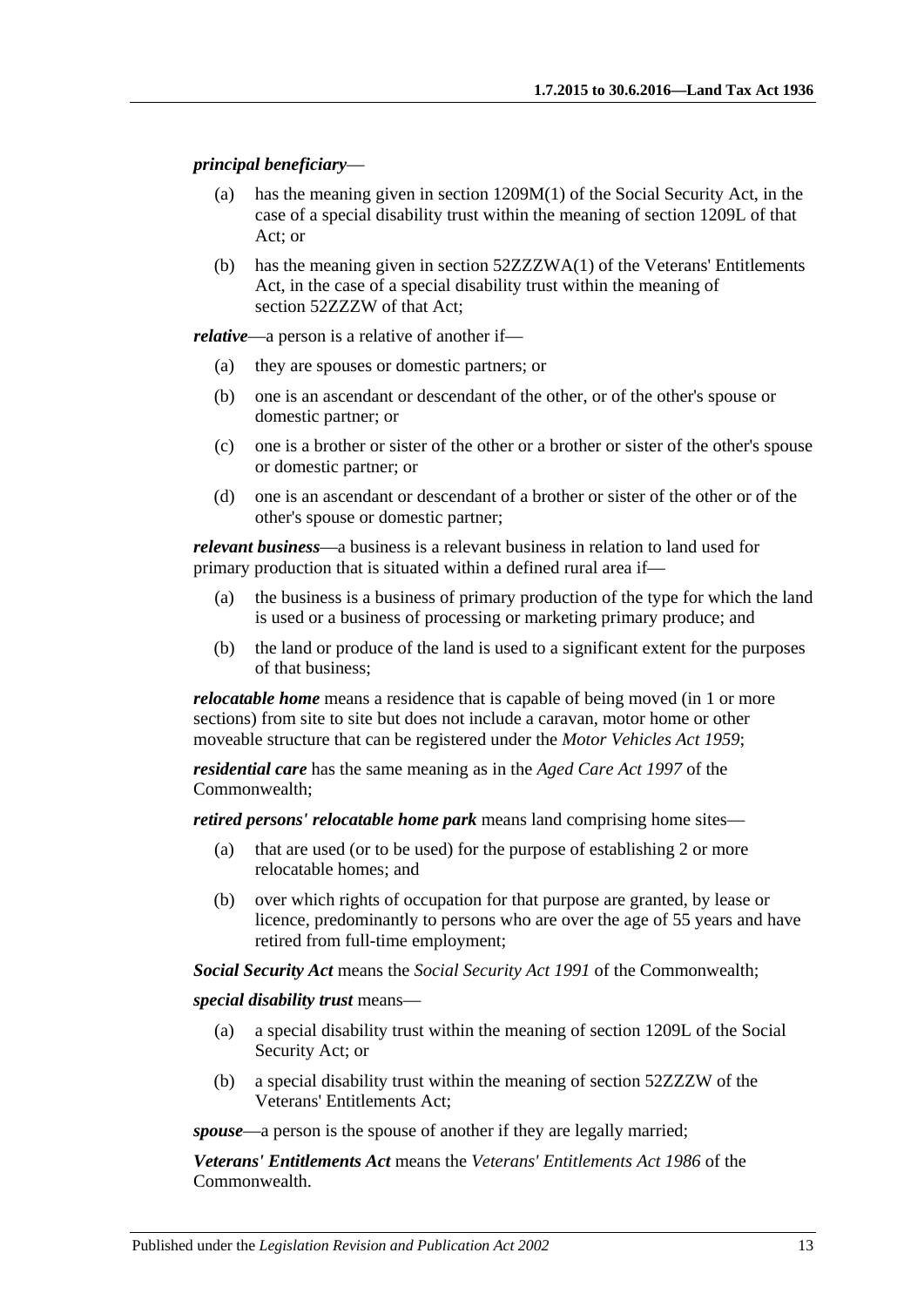***principal beneficiary***—

(a) has the meaning given in section 1209M(1) of the Social Security Act, in the case of a special disability trust within the meaning of section 1209L of that Act; or

(b) has the meaning given in section 52ZZZWA(1) of the Veterans' Entitlements Act, in the case of a special disability trust within the meaning of section 52ZZZW of that Act;

***relative***—a person is a relative of another if—

(a) they are spouses or domestic partners; or

(b) one is an ascendant or descendant of the other, or of the other's spouse or domestic partner; or

(c) one is a brother or sister of the other or a brother or sister of the other's spouse or domestic partner; or

(d) one is an ascendant or descendant of a brother or sister of the other or of the other's spouse or domestic partner;

***relevant business***—a business is a relevant business in relation to land used for primary production that is situated within a defined rural area if—

(a) the business is a business of primary production of the type for which the land is used or a business of processing or marketing primary produce; and

(b) the land or produce of the land is used to a significant extent for the purposes of that business;

***relocatable home*** means a residence that is capable of being moved (in 1 or more sections) from site to site but does not include a caravan, motor home or other moveable structure that can be registered under the *Motor Vehicles Act 1959*;

***residential care*** has the same meaning as in the *Aged Care Act 1997* of the Commonwealth;

***retired persons' relocatable home park*** means land comprising home sites—

(a) that are used (or to be used) for the purpose of establishing 2 or more relocatable homes; and

(b) over which rights of occupation for that purpose are granted, by lease or licence, predominantly to persons who are over the age of 55 years and have retired from full-time employment;

***Social Security Act*** means the *Social Security Act 1991* of the Commonwealth;

***special disability trust*** means—

(a) a special disability trust within the meaning of section 1209L of the Social Security Act; or

(b) a special disability trust within the meaning of section 52ZZZW of the Veterans' Entitlements Act;

***spouse***—a person is the spouse of another if they are legally married;

***Veterans' Entitlements Act*** means the *Veterans' Entitlements Act 1986* of the Commonwealth.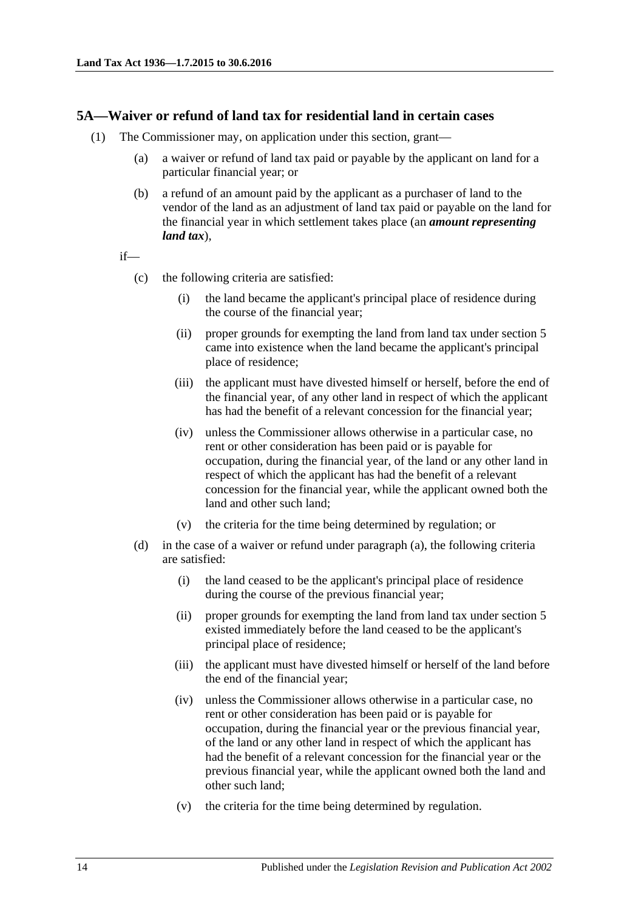### 5A—Waiver or refund of land tax for residential land in certain cases

(1) The Commissioner may, on application under this section, grant—

(a) a waiver or refund of land tax paid or payable by the applicant on land for a particular financial year; or

(b) a refund of an amount paid by the applicant as a purchaser of land to the vendor of the land as an adjustment of land tax paid or payable on the land for the financial year in which settlement takes place (an ***amount representing land tax***),

if—

(c) the following criteria are satisfied:

(i) the land became the applicant's principal place of residence during the course of the financial year;

(ii) proper grounds for exempting the land from land tax under section 5 came into existence when the land became the applicant's principal place of residence;

(iii) the applicant must have divested himself or herself, before the end of the financial year, of any other land in respect of which the applicant has had the benefit of a relevant concession for the financial year;

(iv) unless the Commissioner allows otherwise in a particular case, no rent or other consideration has been paid or is payable for occupation, during the financial year, of the land or any other land in respect of which the applicant has had the benefit of a relevant concession for the financial year, while the applicant owned both the land and other such land;

(v) the criteria for the time being determined by regulation; or

(d) in the case of a waiver or refund under paragraph (a), the following criteria are satisfied:

(i) the land ceased to be the applicant's principal place of residence during the course of the previous financial year;

(ii) proper grounds for exempting the land from land tax under section 5 existed immediately before the land ceased to be the applicant's principal place of residence;

(iii) the applicant must have divested himself or herself of the land before the end of the financial year;

(iv) unless the Commissioner allows otherwise in a particular case, no rent or other consideration has been paid or is payable for occupation, during the financial year or the previous financial year, of the land or any other land in respect of which the applicant has had the benefit of a relevant concession for the financial year or the previous financial year, while the applicant owned both the land and other such land;

(v) the criteria for the time being determined by regulation.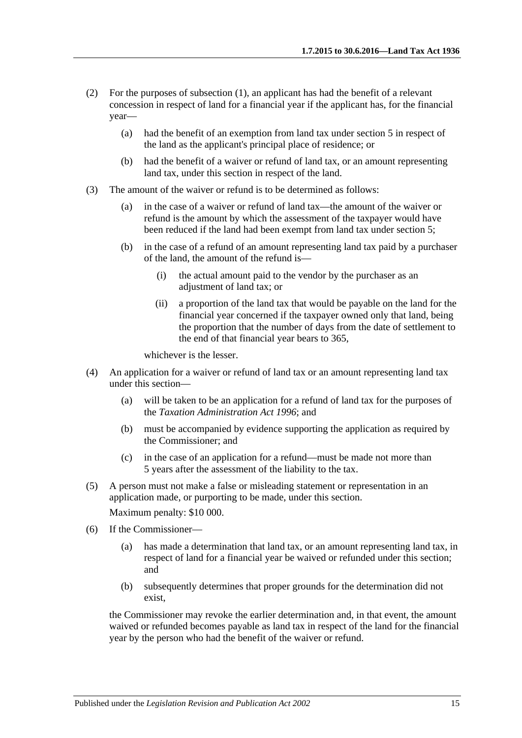(2) For the purposes of subsection (1), an applicant has had the benefit of a relevant concession in respect of land for a financial year if the applicant has, for the financial year—

(a) had the benefit of an exemption from land tax under section 5 in respect of the land as the applicant's principal place of residence; or

(b) had the benefit of a waiver or refund of land tax, or an amount representing land tax, under this section in respect of the land.

(3) The amount of the waiver or refund is to be determined as follows:

(a) in the case of a waiver or refund of land tax—the amount of the waiver or refund is the amount by which the assessment of the taxpayer would have been reduced if the land had been exempt from land tax under section 5;

(b) in the case of a refund of an amount representing land tax paid by a purchaser of the land, the amount of the refund is—

(i) the actual amount paid to the vendor by the purchaser as an adjustment of land tax; or

(ii) a proportion of the land tax that would be payable on the land for the financial year concerned if the taxpayer owned only that land, being the proportion that the number of days from the date of settlement to the end of that financial year bears to 365,

whichever is the lesser.

(4) An application for a waiver or refund of land tax or an amount representing land tax under this section—

(a) will be taken to be an application for a refund of land tax for the purposes of the *Taxation Administration Act 1996*; and

(b) must be accompanied by evidence supporting the application as required by the Commissioner; and

(c) in the case of an application for a refund—must be made not more than 5 years after the assessment of the liability to the tax.

(5) A person must not make a false or misleading statement or representation in an application made, or purporting to be made, under this section.

Maximum penalty: $10 000.

(6) If the Commissioner—

(a) has made a determination that land tax, or an amount representing land tax, in respect of land for a financial year be waived or refunded under this section; and

(b) subsequently determines that proper grounds for the determination did not exist,

the Commissioner may revoke the earlier determination and, in that event, the amount waived or refunded becomes payable as land tax in respect of the land for the financial year by the person who had the benefit of the waiver or refund.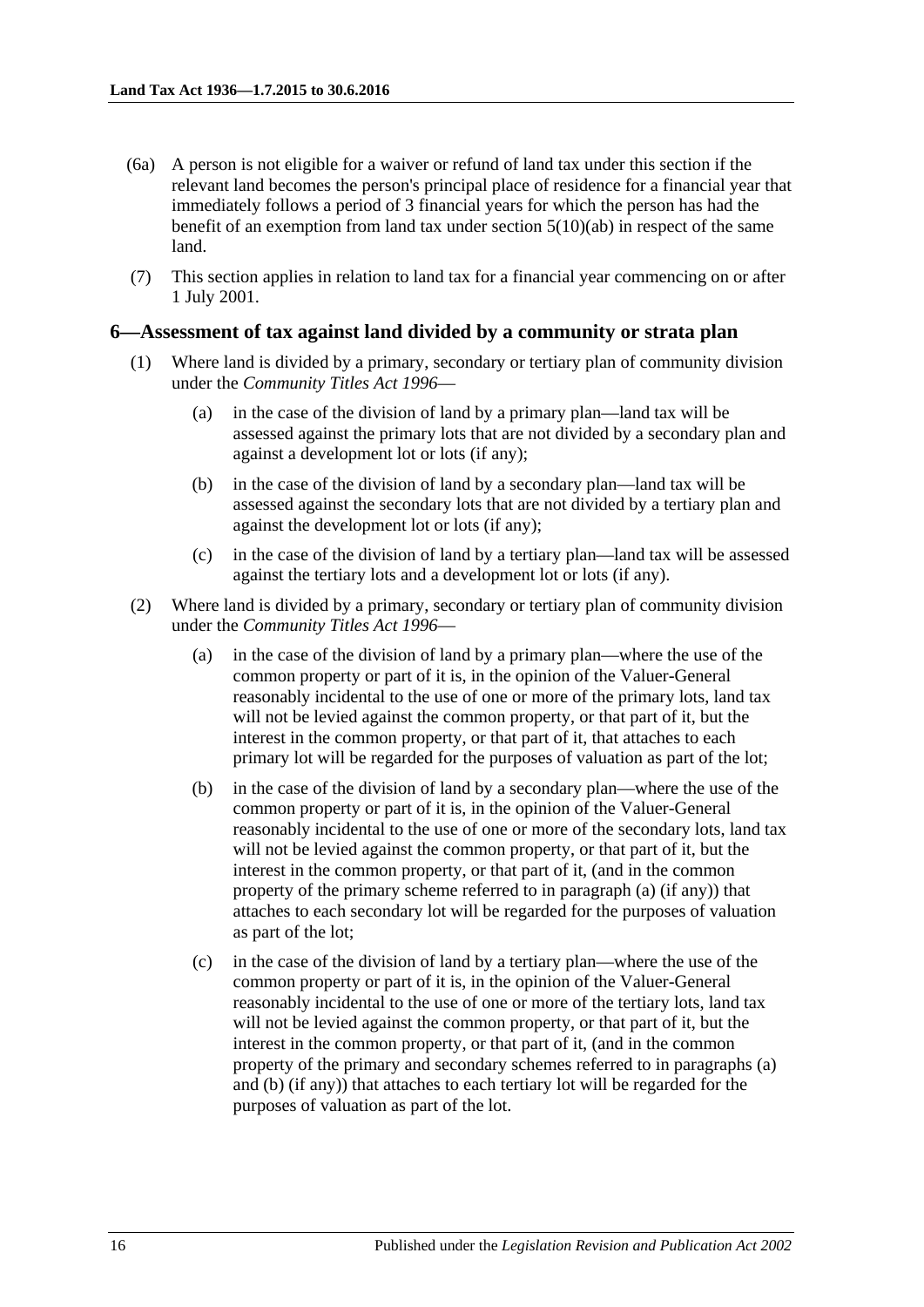(6a) A person is not eligible for a waiver or refund of land tax under this section if the relevant land becomes the person's principal place of residence for a financial year that immediately follows a period of 3 financial years for which the person has had the benefit of an exemption from land tax under section 5(10)(ab) in respect of the same land.

(7) This section applies in relation to land tax for a financial year commencing on or after 1 July 2001.

## 6—Assessment of tax against land divided by a community or strata plan

(1) Where land is divided by a primary, secondary or tertiary plan of community division under the *Community Titles Act 1996*—

(a) in the case of the division of land by a primary plan—land tax will be assessed against the primary lots that are not divided by a secondary plan and against a development lot or lots (if any);

(b) in the case of the division of land by a secondary plan—land tax will be assessed against the secondary lots that are not divided by a tertiary plan and against the development lot or lots (if any);

(c) in the case of the division of land by a tertiary plan—land tax will be assessed against the tertiary lots and a development lot or lots (if any).

(2) Where land is divided by a primary, secondary or tertiary plan of community division under the *Community Titles Act 1996*—

(a) in the case of the division of land by a primary plan—where the use of the common property or part of it is, in the opinion of the Valuer-General reasonably incidental to the use of one or more of the primary lots, land tax will not be levied against the common property, or that part of it, but the interest in the common property, or that part of it, that attaches to each primary lot will be regarded for the purposes of valuation as part of the lot;

(b) in the case of the division of land by a secondary plan—where the use of the common property or part of it is, in the opinion of the Valuer-General reasonably incidental to the use of one or more of the secondary lots, land tax will not be levied against the common property, or that part of it, but the interest in the common property, or that part of it, (and in the common property of the primary scheme referred to in paragraph (a) (if any)) that attaches to each secondary lot will be regarded for the purposes of valuation as part of the lot;

(c) in the case of the division of land by a tertiary plan—where the use of the common property or part of it is, in the opinion of the Valuer-General reasonably incidental to the use of one or more of the tertiary lots, land tax will not be levied against the common property, or that part of it, but the interest in the common property, or that part of it, (and in the common property of the primary and secondary schemes referred to in paragraphs (a) and (b) (if any)) that attaches to each tertiary lot will be regarded for the purposes of valuation as part of the lot.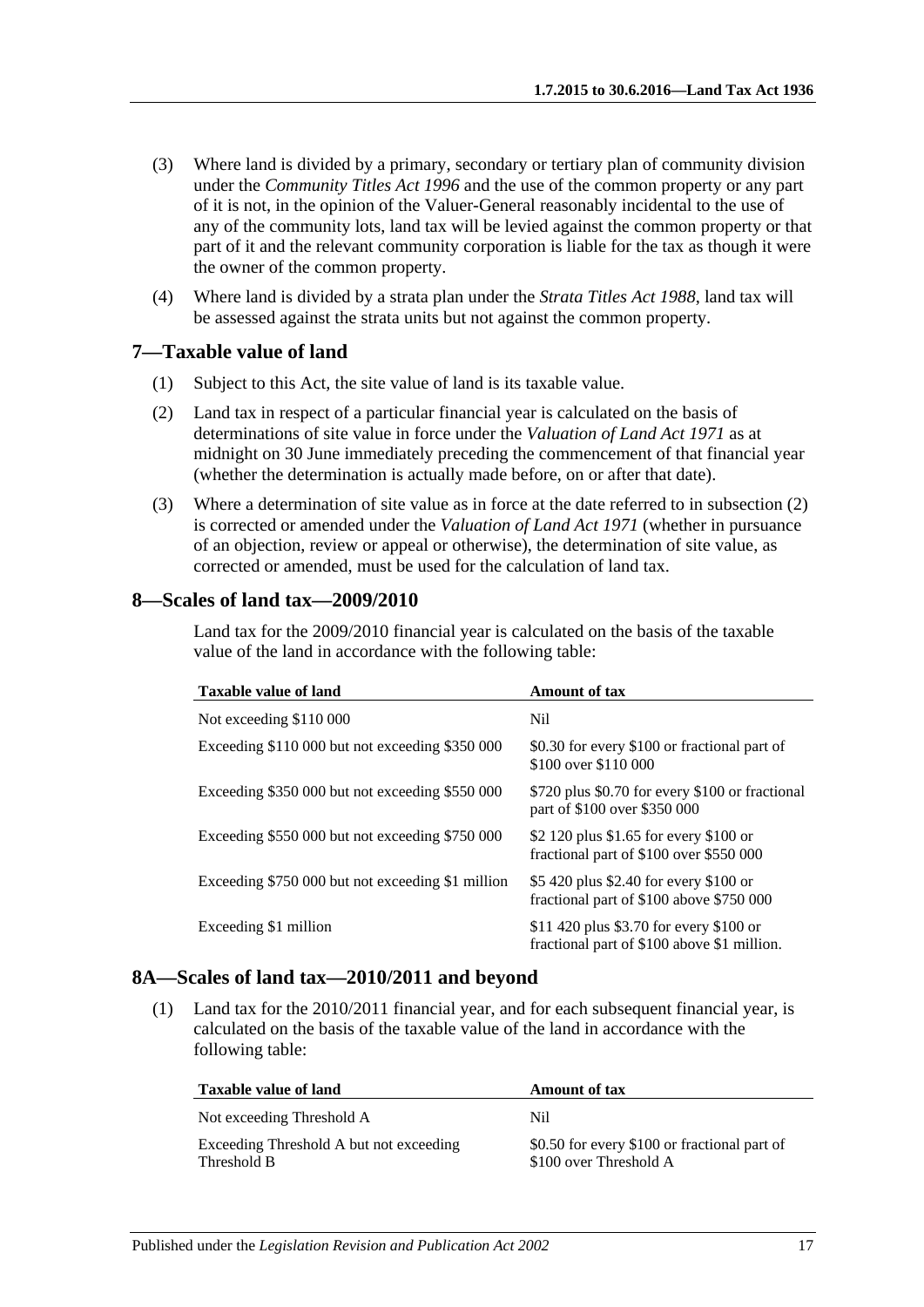(3) Where land is divided by a primary, secondary or tertiary plan of community division under the *Community Titles Act 1996* and the use of the common property or any part of it is not, in the opinion of the Valuer-General reasonably incidental to the use of any of the community lots, land tax will be levied against the common property or that part of it and the relevant community corporation is liable for the tax as though it were the owner of the common property.

(4) Where land is divided by a strata plan under the *Strata Titles Act 1988*, land tax will be assessed against the strata units but not against the common property.

## 7—Taxable value of land

(1) Subject to this Act, the site value of land is its taxable value.

(2) Land tax in respect of a particular financial year is calculated on the basis of determinations of site value in force under the *Valuation of Land Act 1971* as at midnight on 30 June immediately preceding the commencement of that financial year (whether the determination is actually made before, on or after that date).

(3) Where a determination of site value as in force at the date referred to in subsection (2) is corrected or amended under the *Valuation of Land Act 1971* (whether in pursuance of an objection, review or appeal or otherwise), the determination of site value, as corrected or amended, must be used for the calculation of land tax.

## 8—Scales of land tax—2009/2010

Land tax for the 2009/2010 financial year is calculated on the basis of the taxable value of the land in accordance with the following table:

| Taxable value of land | Amount of tax |
|---|---|
| Not exceeding $110 000 | Nil |
| Exceeding $110 000 but not exceeding $350 000 | $0.30 for every $100 or fractional part of $100 over $110 000 |
| Exceeding $350 000 but not exceeding $550 000 | $720 plus $0.70 for every $100 or fractional part of $100 over $350 000 |
| Exceeding $550 000 but not exceeding $750 000 | $2 120 plus $1.65 for every $100 or fractional part of $100 over $550 000 |
| Exceeding $750 000 but not exceeding $1 million | $5 420 plus $2.40 for every $100 or fractional part of $100 above $750 000 |
| Exceeding $1 million | $11 420 plus $3.70 for every $100 or fractional part of $100 above $1 million. |

## 8A—Scales of land tax—2010/2011 and beyond

(1) Land tax for the 2010/2011 financial year, and for each subsequent financial year, is calculated on the basis of the taxable value of the land in accordance with the following table:

| Taxable value of land | Amount of tax |
|---|---|
| Not exceeding Threshold A | Nil |
| Exceeding Threshold A but not exceeding Threshold B | $0.50 for every $100 or fractional part of $100 over Threshold A |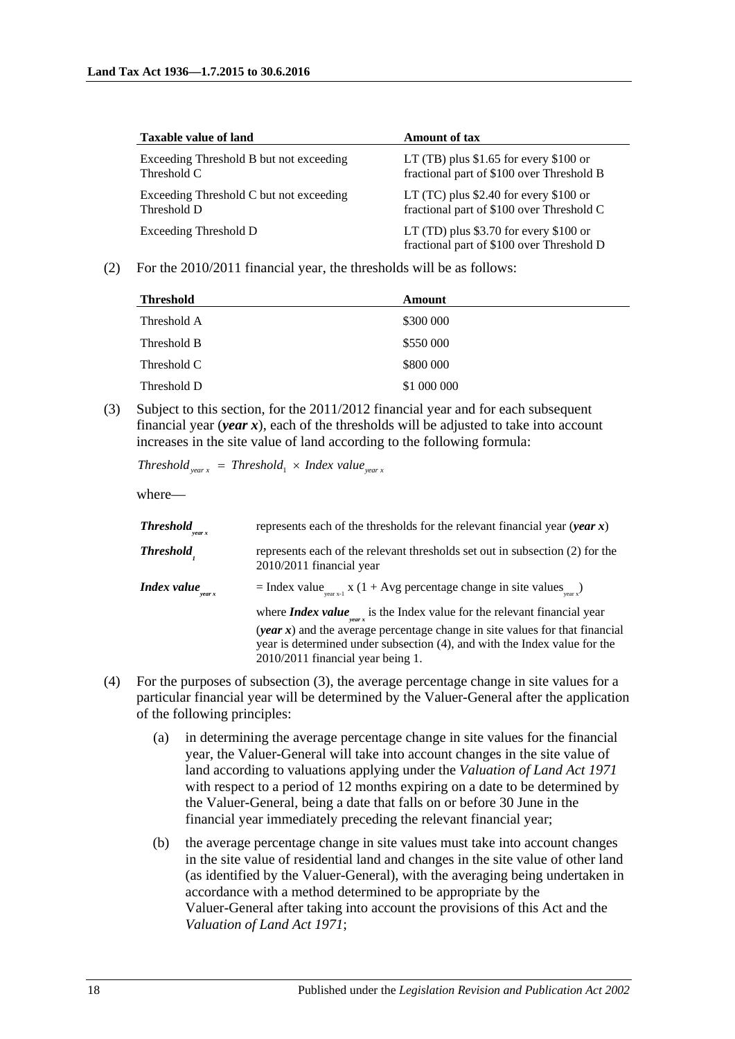| Taxable value of land | Amount of tax |
|---|---|
| Exceeding Threshold B but not exceeding Threshold C | LT (TB) plus \$1.65 for every \$100 or fractional part of \$100 over Threshold B |
| Exceeding Threshold C but not exceeding Threshold D | LT (TC) plus \$2.40 for every \$100 or fractional part of \$100 over Threshold C |
| Exceeding Threshold D | LT (TD) plus \$3.70 for every \$100 or fractional part of \$100 over Threshold D |

(2) For the 2010/2011 financial year, the thresholds will be as follows:

| Threshold | Amount |
|---|---|
| Threshold A | \$300 000 |
| Threshold B | \$550 000 |
| Threshold C | \$800 000 |
| Threshold D | \$1 000 000 |

(3) Subject to this section, for the 2011/2012 financial year and for each subsequent financial year (***year x***), each of the thresholds will be adjusted to take into account increases in the site value of land according to the following formula:

$$Threshold_{year\ x} = Threshold_1 \times Index\ value_{year\ x}$$

where—

| | |
|---|---|
| ***Threshold**$_{year\ x}$* | represents each of the thresholds for the relevant financial year (***year x***) |
| ***Threshold**$_1$* | represents each of the relevant thresholds set out in subsection (2) for the 2010/2011 financial year |
| ***Index value**$_{year\ x}$* | = Index value$_{year\ x-1}$ x (1 + Avg percentage change in site values$_{year\ x}$) <br><br> where ***Index value**$_{year\ x}$* is the Index value for the relevant financial year (***year x***) and the average percentage change in site values for that financial year is determined under subsection (4), and with the Index value for the 2010/2011 financial year being 1. |

(4) For the purposes of subsection (3), the average percentage change in site values for a particular financial year will be determined by the Valuer-General after the application of the following principles:

(a) in determining the average percentage change in site values for the financial year, the Valuer-General will take into account changes in the site value of land according to valuations applying under the *Valuation of Land Act 1971* with respect to a period of 12 months expiring on a date to be determined by the Valuer-General, being a date that falls on or before 30 June in the financial year immediately preceding the relevant financial year;

(b) the average percentage change in site values must take into account changes in the site value of residential land and changes in the site value of other land (as identified by the Valuer-General), with the averaging being undertaken in accordance with a method determined to be appropriate by the Valuer-General after taking into account the provisions of this Act and the *Valuation of Land Act 1971*;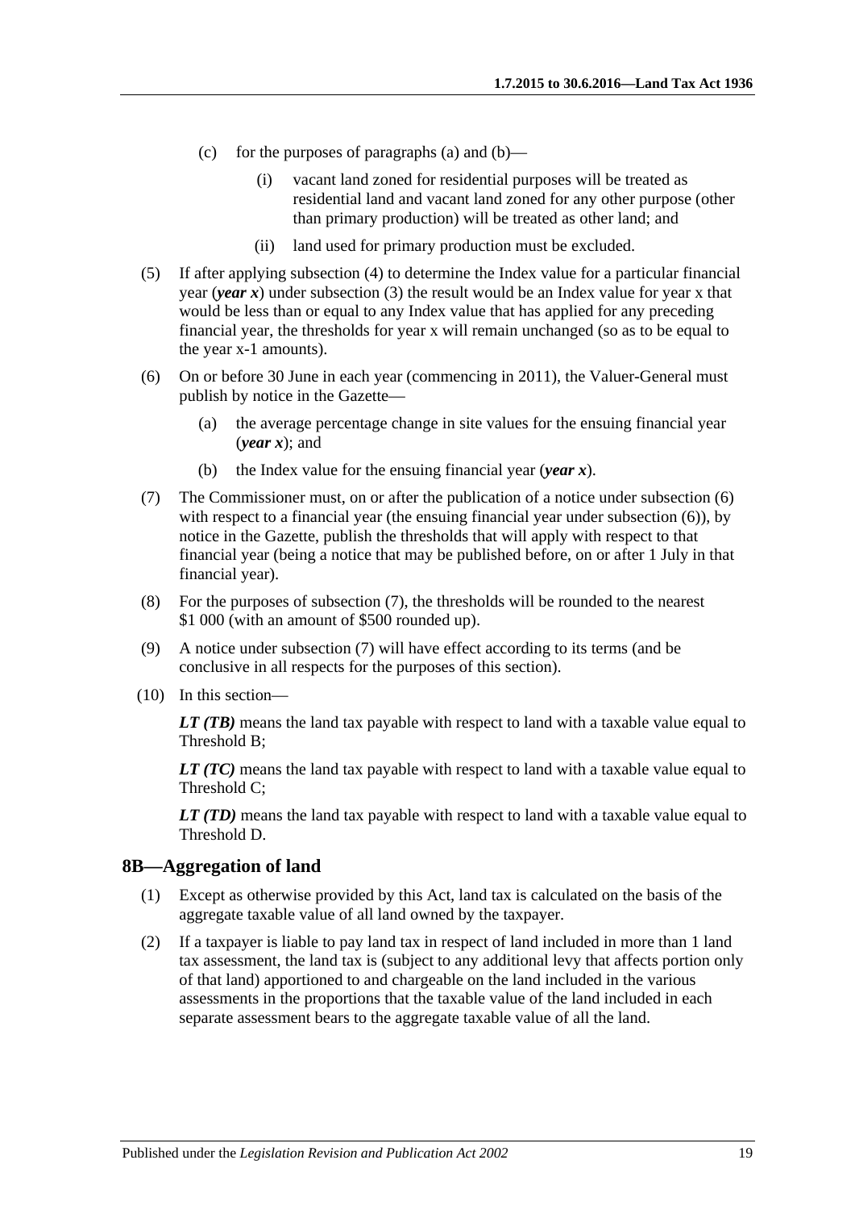(c) for the purposes of paragraphs (a) and (b)—

(i) vacant land zoned for residential purposes will be treated as residential land and vacant land zoned for any other purpose (other than primary production) will be treated as other land; and

(ii) land used for primary production must be excluded.

(5) If after applying subsection (4) to determine the Index value for a particular financial year (***year x***) under subsection (3) the result would be an Index value for year x that would be less than or equal to any Index value that has applied for any preceding financial year, the thresholds for year x will remain unchanged (so as to be equal to the year x-1 amounts).

(6) On or before 30 June in each year (commencing in 2011), the Valuer-General must publish by notice in the Gazette—

(a) the average percentage change in site values for the ensuing financial year (***year x***); and

(b) the Index value for the ensuing financial year (***year x***).

(7) The Commissioner must, on or after the publication of a notice under subsection (6) with respect to a financial year (the ensuing financial year under subsection (6)), by notice in the Gazette, publish the thresholds that will apply with respect to that financial year (being a notice that may be published before, on or after 1 July in that financial year).

(8) For the purposes of subsection (7), the thresholds will be rounded to the nearest $1 000 (with an amount of $500 rounded up).

(9) A notice under subsection (7) will have effect according to its terms (and be conclusive in all respects for the purposes of this section).

(10) In this section—

***LT (TB)*** means the land tax payable with respect to land with a taxable value equal to Threshold B;

***LT (TC)*** means the land tax payable with respect to land with a taxable value equal to Threshold C;

***LT (TD)*** means the land tax payable with respect to land with a taxable value equal to Threshold D.

## 8B—Aggregation of land

(1) Except as otherwise provided by this Act, land tax is calculated on the basis of the aggregate taxable value of all land owned by the taxpayer.

(2) If a taxpayer is liable to pay land tax in respect of land included in more than 1 land tax assessment, the land tax is (subject to any additional levy that affects portion only of that land) apportioned to and chargeable on the land included in the various assessments in the proportions that the taxable value of the land included in each separate assessment bears to the aggregate taxable value of all the land.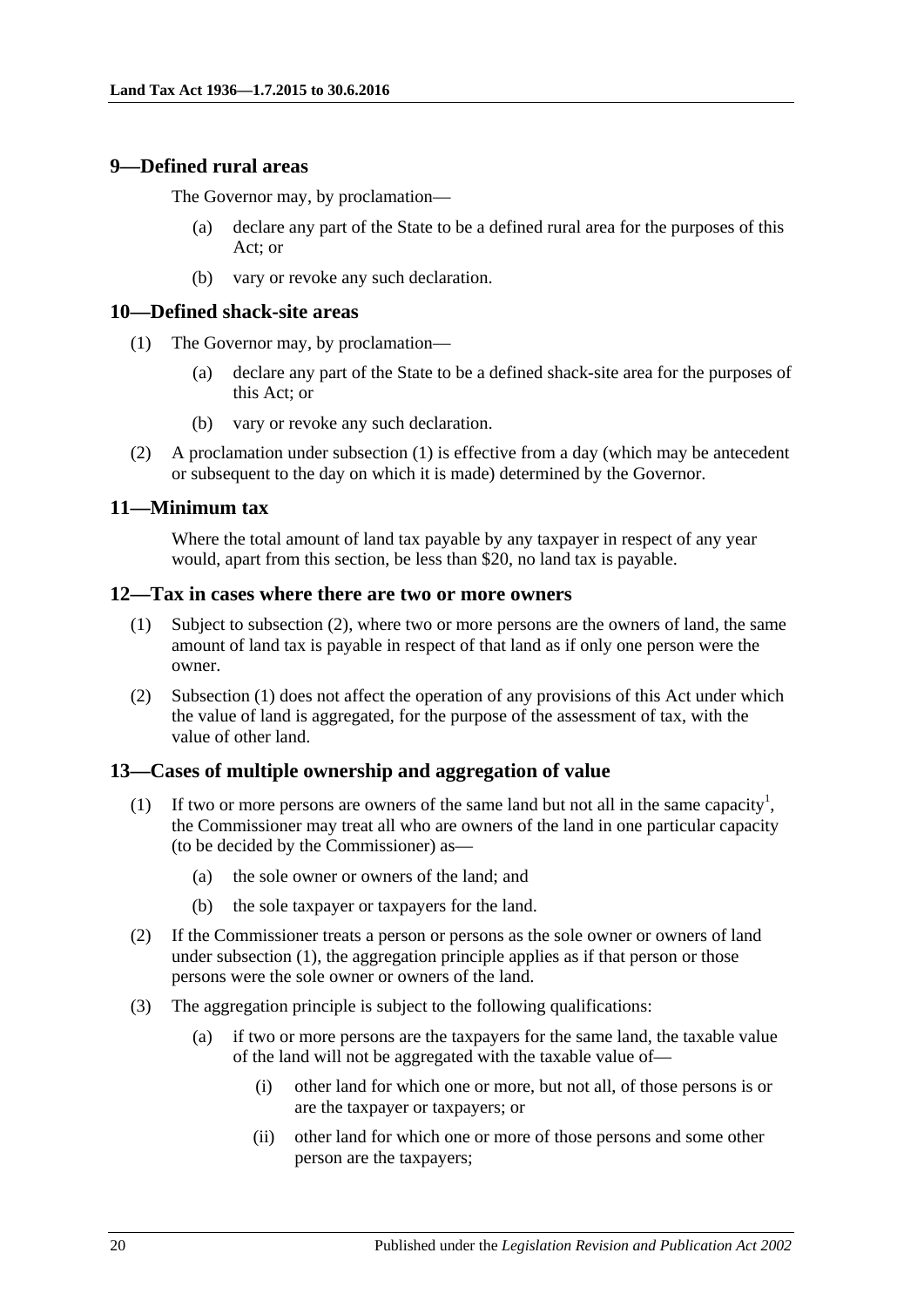## 9—Defined rural areas

The Governor may, by proclamation—

(a) declare any part of the State to be a defined rural area for the purposes of this Act; or

(b) vary or revoke any such declaration.

## 10—Defined shack-site areas

(1) The Governor may, by proclamation—

(a) declare any part of the State to be a defined shack-site area for the purposes of this Act; or

(b) vary or revoke any such declaration.

(2) A proclamation under subsection (1) is effective from a day (which may be antecedent or subsequent to the day on which it is made) determined by the Governor.

## 11—Minimum tax

Where the total amount of land tax payable by any taxpayer in respect of any year would, apart from this section, be less than $20, no land tax is payable.

## 12—Tax in cases where there are two or more owners

(1) Subject to subsection (2), where two or more persons are the owners of land, the same amount of land tax is payable in respect of that land as if only one person were the owner.

(2) Subsection (1) does not affect the operation of any provisions of this Act under which the value of land is aggregated, for the purpose of the assessment of tax, with the value of other land.

## 13—Cases of multiple ownership and aggregation of value

(1) If two or more persons are owners of the same land but not all in the same capacity[1], the Commissioner may treat all who are owners of the land in one particular capacity (to be decided by the Commissioner) as—

(a) the sole owner or owners of the land; and

(b) the sole taxpayer or taxpayers for the land.

(2) If the Commissioner treats a person or persons as the sole owner or owners of land under subsection (1), the aggregation principle applies as if that person or those persons were the sole owner or owners of the land.

(3) The aggregation principle is subject to the following qualifications:

(a) if two or more persons are the taxpayers for the same land, the taxable value of the land will not be aggregated with the taxable value of—

(i) other land for which one or more, but not all, of those persons is or are the taxpayer or taxpayers; or

(ii) other land for which one or more of those persons and some other person are the taxpayers;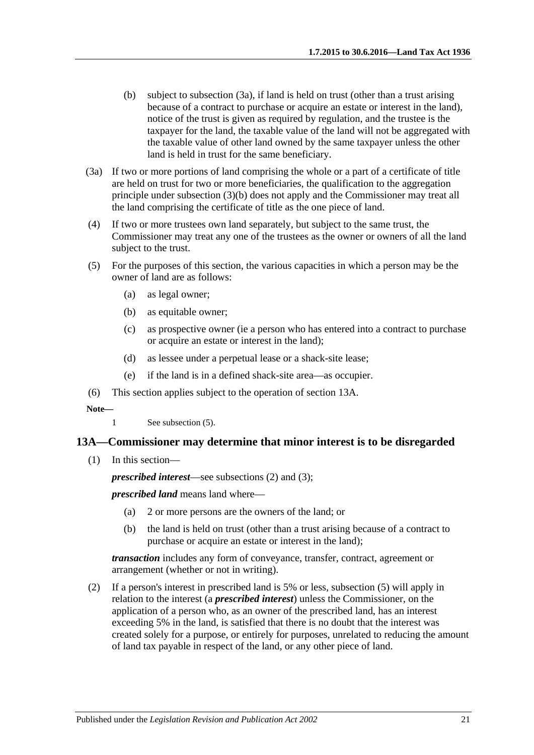(b) subject to subsection (3a), if land is held on trust (other than a trust arising because of a contract to purchase or acquire an estate or interest in the land), notice of the trust is given as required by regulation, and the trustee is the taxpayer for the land, the taxable value of the land will not be aggregated with the taxable value of other land owned by the same taxpayer unless the other land is held in trust for the same beneficiary.

(3a) If two or more portions of land comprising the whole or a part of a certificate of title are held on trust for two or more beneficiaries, the qualification to the aggregation principle under subsection (3)(b) does not apply and the Commissioner may treat all the land comprising the certificate of title as the one piece of land.

(4) If two or more trustees own land separately, but subject to the same trust, the Commissioner may treat any one of the trustees as the owner or owners of all the land subject to the trust.

(5) For the purposes of this section, the various capacities in which a person may be the owner of land are as follows:

(a) as legal owner;

(b) as equitable owner;

(c) as prospective owner (ie a person who has entered into a contract to purchase or acquire an estate or interest in the land);

(d) as lessee under a perpetual lease or a shack-site lease;

(e) if the land is in a defined shack-site area—as occupier.

(6) This section applies subject to the operation of section 13A.

**Note—**

1 See subsection (5).

## 13A—Commissioner may determine that minor interest is to be disregarded

(1) In this section—

***prescribed interest***—see subsections (2) and (3);

***prescribed land*** means land where—

(a) 2 or more persons are the owners of the land; or

(b) the land is held on trust (other than a trust arising because of a contract to purchase or acquire an estate or interest in the land);

***transaction*** includes any form of conveyance, transfer, contract, agreement or arrangement (whether or not in writing).

(2) If a person's interest in prescribed land is 5% or less, subsection (5) will apply in relation to the interest (a ***prescribed interest***) unless the Commissioner, on the application of a person who, as an owner of the prescribed land, has an interest exceeding 5% in the land, is satisfied that there is no doubt that the interest was created solely for a purpose, or entirely for purposes, unrelated to reducing the amount of land tax payable in respect of the land, or any other piece of land.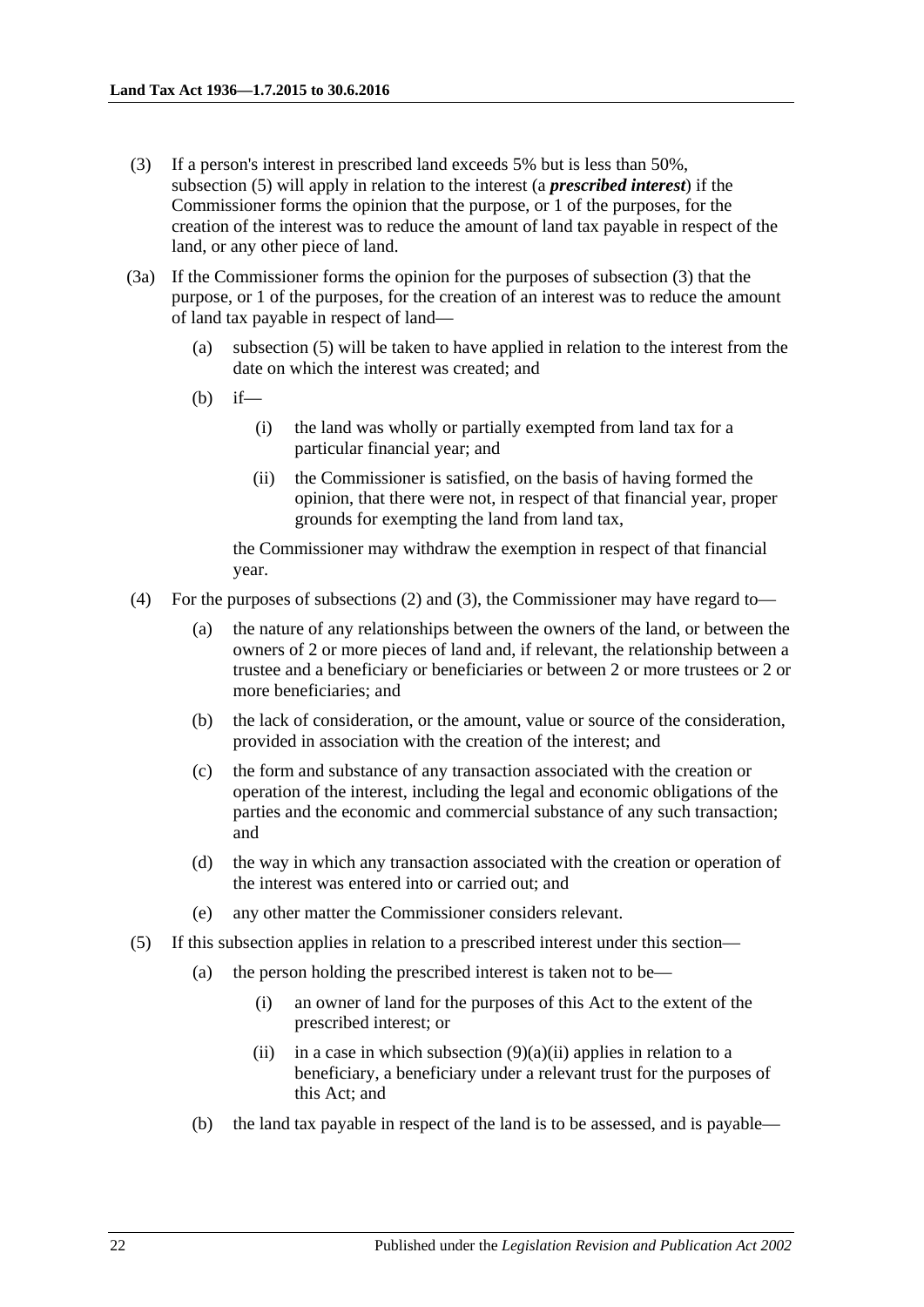(3) If a person's interest in prescribed land exceeds 5% but is less than 50%, subsection (5) will apply in relation to the interest (a ***prescribed interest***) if the Commissioner forms the opinion that the purpose, or 1 of the purposes, for the creation of the interest was to reduce the amount of land tax payable in respect of the land, or any other piece of land.

(3a) If the Commissioner forms the opinion for the purposes of subsection (3) that the purpose, or 1 of the purposes, for the creation of an interest was to reduce the amount of land tax payable in respect of land—

(a) subsection (5) will be taken to have applied in relation to the interest from the date on which the interest was created; and

(b) if—

(i) the land was wholly or partially exempted from land tax for a particular financial year; and

(ii) the Commissioner is satisfied, on the basis of having formed the opinion, that there were not, in respect of that financial year, proper grounds for exempting the land from land tax,

the Commissioner may withdraw the exemption in respect of that financial year.

(4) For the purposes of subsections (2) and (3), the Commissioner may have regard to—

(a) the nature of any relationships between the owners of the land, or between the owners of 2 or more pieces of land and, if relevant, the relationship between a trustee and a beneficiary or beneficiaries or between 2 or more trustees or 2 or more beneficiaries; and

(b) the lack of consideration, or the amount, value or source of the consideration, provided in association with the creation of the interest; and

(c) the form and substance of any transaction associated with the creation or operation of the interest, including the legal and economic obligations of the parties and the economic and commercial substance of any such transaction; and

(d) the way in which any transaction associated with the creation or operation of the interest was entered into or carried out; and

(e) any other matter the Commissioner considers relevant.

(5) If this subsection applies in relation to a prescribed interest under this section—

(a) the person holding the prescribed interest is taken not to be—

(i) an owner of land for the purposes of this Act to the extent of the prescribed interest; or

(ii) in a case in which subsection (9)(a)(ii) applies in relation to a beneficiary, a beneficiary under a relevant trust for the purposes of this Act; and

(b) the land tax payable in respect of the land is to be assessed, and is payable—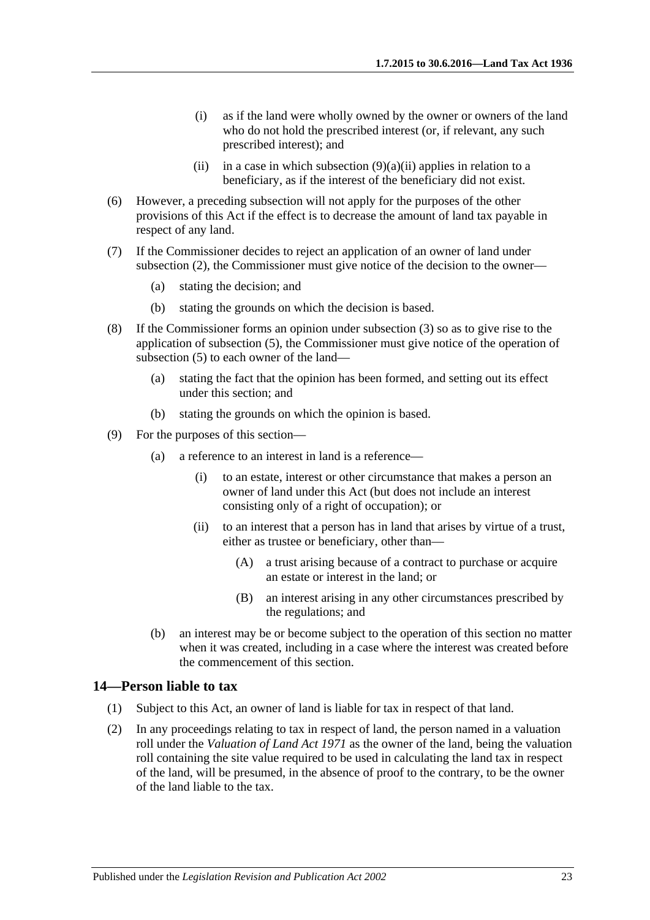(i) as if the land were wholly owned by the owner or owners of the land who do not hold the prescribed interest (or, if relevant, any such prescribed interest); and

(ii) in a case in which subsection (9)(a)(ii) applies in relation to a beneficiary, as if the interest of the beneficiary did not exist.

(6) However, a preceding subsection will not apply for the purposes of the other provisions of this Act if the effect is to decrease the amount of land tax payable in respect of any land.

(7) If the Commissioner decides to reject an application of an owner of land under subsection (2), the Commissioner must give notice of the decision to the owner—

(a) stating the decision; and

(b) stating the grounds on which the decision is based.

(8) If the Commissioner forms an opinion under subsection (3) so as to give rise to the application of subsection (5), the Commissioner must give notice of the operation of subsection (5) to each owner of the land—

(a) stating the fact that the opinion has been formed, and setting out its effect under this section; and

(b) stating the grounds on which the opinion is based.

(9) For the purposes of this section—

(a) a reference to an interest in land is a reference—

(i) to an estate, interest or other circumstance that makes a person an owner of land under this Act (but does not include an interest consisting only of a right of occupation); or

(ii) to an interest that a person has in land that arises by virtue of a trust, either as trustee or beneficiary, other than—

(A) a trust arising because of a contract to purchase or acquire an estate or interest in the land; or

(B) an interest arising in any other circumstances prescribed by the regulations; and

(b) an interest may be or become subject to the operation of this section no matter when it was created, including in a case where the interest was created before the commencement of this section.

## 14—Person liable to tax

(1) Subject to this Act, an owner of land is liable for tax in respect of that land.

(2) In any proceedings relating to tax in respect of land, the person named in a valuation roll under the *Valuation of Land Act 1971* as the owner of the land, being the valuation roll containing the site value required to be used in calculating the land tax in respect of the land, will be presumed, in the absence of proof to the contrary, to be the owner of the land liable to the tax.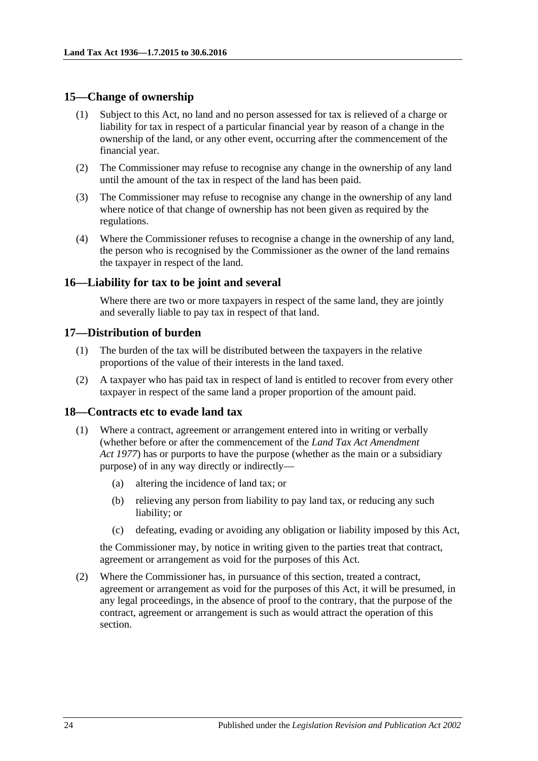## 15—Change of ownership

(1) Subject to this Act, no land and no person assessed for tax is relieved of a charge or liability for tax in respect of a particular financial year by reason of a change in the ownership of the land, or any other event, occurring after the commencement of the financial year.

(2) The Commissioner may refuse to recognise any change in the ownership of any land until the amount of the tax in respect of the land has been paid.

(3) The Commissioner may refuse to recognise any change in the ownership of any land where notice of that change of ownership has not been given as required by the regulations.

(4) Where the Commissioner refuses to recognise a change in the ownership of any land, the person who is recognised by the Commissioner as the owner of the land remains the taxpayer in respect of the land.

## 16—Liability for tax to be joint and several

Where there are two or more taxpayers in respect of the same land, they are jointly and severally liable to pay tax in respect of that land.

## 17—Distribution of burden

(1) The burden of the tax will be distributed between the taxpayers in the relative proportions of the value of their interests in the land taxed.

(2) A taxpayer who has paid tax in respect of land is entitled to recover from every other taxpayer in respect of the same land a proper proportion of the amount paid.

## 18—Contracts etc to evade land tax

(1) Where a contract, agreement or arrangement entered into in writing or verbally (whether before or after the commencement of the *Land Tax Act Amendment Act 1977*) has or purports to have the purpose (whether as the main or a subsidiary purpose) of in any way directly or indirectly—

(a) altering the incidence of land tax; or

(b) relieving any person from liability to pay land tax, or reducing any such liability; or

(c) defeating, evading or avoiding any obligation or liability imposed by this Act,

the Commissioner may, by notice in writing given to the parties treat that contract, agreement or arrangement as void for the purposes of this Act.

(2) Where the Commissioner has, in pursuance of this section, treated a contract, agreement or arrangement as void for the purposes of this Act, it will be presumed, in any legal proceedings, in the absence of proof to the contrary, that the purpose of the contract, agreement or arrangement is such as would attract the operation of this section.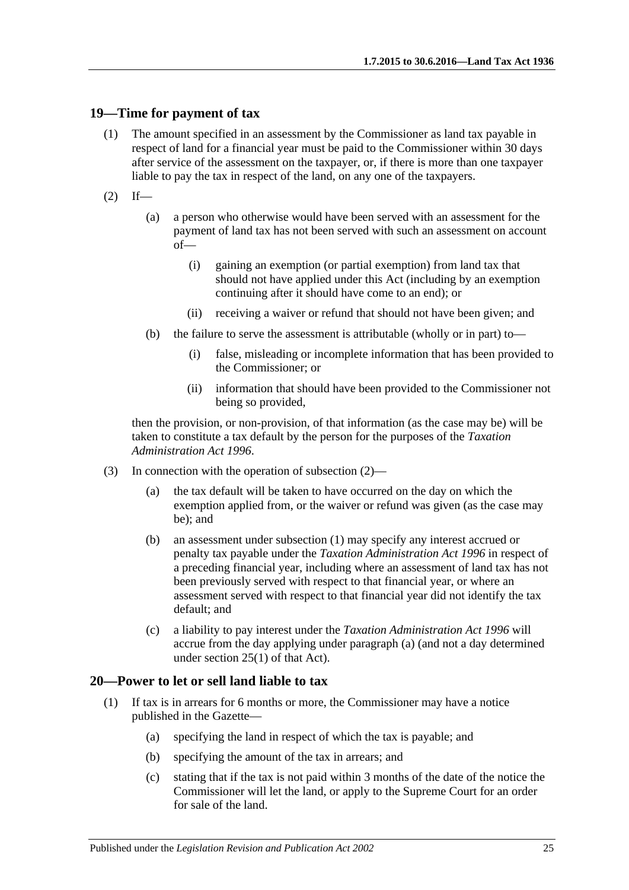## 19—Time for payment of tax

(1) The amount specified in an assessment by the Commissioner as land tax payable in respect of land for a financial year must be paid to the Commissioner within 30 days after service of the assessment on the taxpayer, or, if there is more than one taxpayer liable to pay the tax in respect of the land, on any one of the taxpayers.

(2) If—

- (a) a person who otherwise would have been served with an assessment for the payment of land tax has not been served with such an assessment on account of—
  - (i) gaining an exemption (or partial exemption) from land tax that should not have applied under this Act (including by an exemption continuing after it should have come to an end); or
  - (ii) receiving a waiver or refund that should not have been given; and
- (b) the failure to serve the assessment is attributable (wholly or in part) to—
  - (i) false, misleading or incomplete information that has been provided to the Commissioner; or
  - (ii) information that should have been provided to the Commissioner not being so provided,

then the provision, or non-provision, of that information (as the case may be) will be taken to constitute a tax default by the person for the purposes of the *Taxation Administration Act 1996*.

(3) In connection with the operation of subsection (2)—

- (a) the tax default will be taken to have occurred on the day on which the exemption applied from, or the waiver or refund was given (as the case may be); and
- (b) an assessment under subsection (1) may specify any interest accrued or penalty tax payable under the *Taxation Administration Act 1996* in respect of a preceding financial year, including where an assessment of land tax has not been previously served with respect to that financial year, or where an assessment served with respect to that financial year did not identify the tax default; and
- (c) a liability to pay interest under the *Taxation Administration Act 1996* will accrue from the day applying under paragraph (a) (and not a day determined under section 25(1) of that Act).

## 20—Power to let or sell land liable to tax

(1) If tax is in arrears for 6 months or more, the Commissioner may have a notice published in the Gazette—

- (a) specifying the land in respect of which the tax is payable; and
- (b) specifying the amount of the tax in arrears; and
- (c) stating that if the tax is not paid within 3 months of the date of the notice the Commissioner will let the land, or apply to the Supreme Court for an order for sale of the land.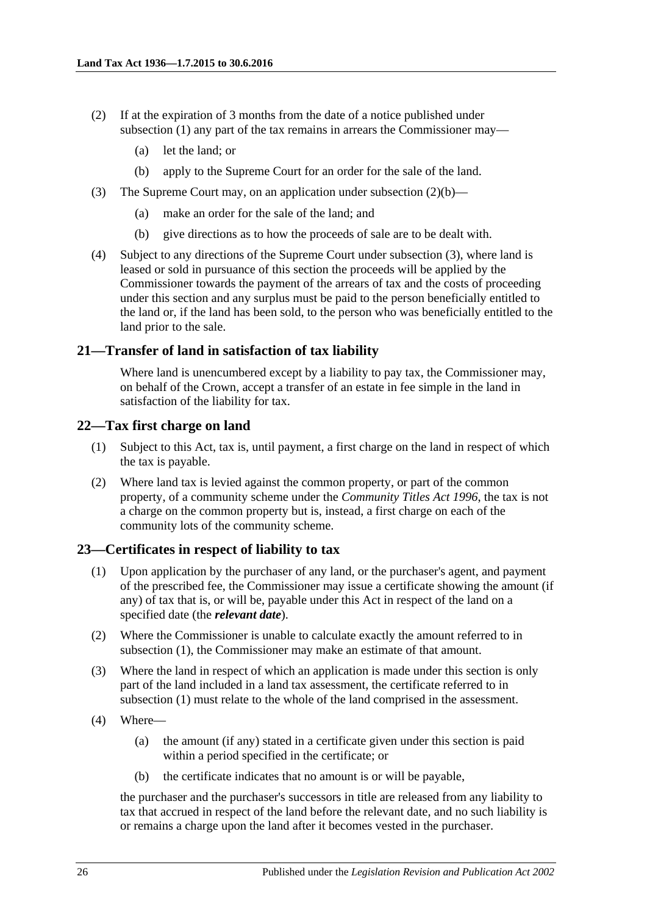(2) If at the expiration of 3 months from the date of a notice published under subsection (1) any part of the tax remains in arrears the Commissioner may—

(a) let the land; or

(b) apply to the Supreme Court for an order for the sale of the land.

(3) The Supreme Court may, on an application under subsection (2)(b)—

(a) make an order for the sale of the land; and

(b) give directions as to how the proceeds of sale are to be dealt with.

(4) Subject to any directions of the Supreme Court under subsection (3), where land is leased or sold in pursuance of this section the proceeds will be applied by the Commissioner towards the payment of the arrears of tax and the costs of proceeding under this section and any surplus must be paid to the person beneficially entitled to the land or, if the land has been sold, to the person who was beneficially entitled to the land prior to the sale.

### 21—Transfer of land in satisfaction of tax liability

Where land is unencumbered except by a liability to pay tax, the Commissioner may, on behalf of the Crown, accept a transfer of an estate in fee simple in the land in satisfaction of the liability for tax.

### 22—Tax first charge on land

(1) Subject to this Act, tax is, until payment, a first charge on the land in respect of which the tax is payable.

(2) Where land tax is levied against the common property, or part of the common property, of a community scheme under the *Community Titles Act 1996*, the tax is not a charge on the common property but is, instead, a first charge on each of the community lots of the community scheme.

### 23—Certificates in respect of liability to tax

(1) Upon application by the purchaser of any land, or the purchaser's agent, and payment of the prescribed fee, the Commissioner may issue a certificate showing the amount (if any) of tax that is, or will be, payable under this Act in respect of the land on a specified date (the ***relevant date***).

(2) Where the Commissioner is unable to calculate exactly the amount referred to in subsection (1), the Commissioner may make an estimate of that amount.

(3) Where the land in respect of which an application is made under this section is only part of the land included in a land tax assessment, the certificate referred to in subsection (1) must relate to the whole of the land comprised in the assessment.

(4) Where—

(a) the amount (if any) stated in a certificate given under this section is paid within a period specified in the certificate; or

(b) the certificate indicates that no amount is or will be payable,

the purchaser and the purchaser's successors in title are released from any liability to tax that accrued in respect of the land before the relevant date, and no such liability is or remains a charge upon the land after it becomes vested in the purchaser.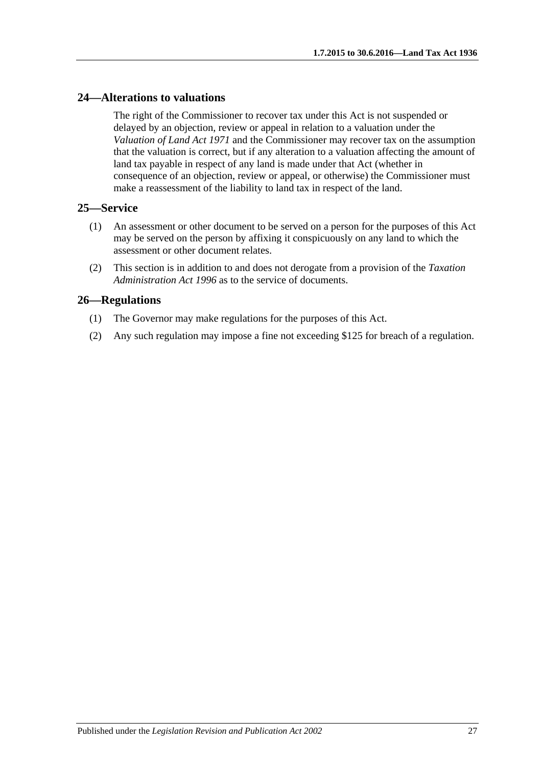## 24—Alterations to valuations

The right of the Commissioner to recover tax under this Act is not suspended or delayed by an objection, review or appeal in relation to a valuation under the *Valuation of Land Act 1971* and the Commissioner may recover tax on the assumption that the valuation is correct, but if any alteration to a valuation affecting the amount of land tax payable in respect of any land is made under that Act (whether in consequence of an objection, review or appeal, or otherwise) the Commissioner must make a reassessment of the liability to land tax in respect of the land.

## 25—Service

(1) An assessment or other document to be served on a person for the purposes of this Act may be served on the person by affixing it conspicuously on any land to which the assessment or other document relates.

(2) This section is in addition to and does not derogate from a provision of the *Taxation Administration Act 1996* as to the service of documents.

## 26—Regulations

(1) The Governor may make regulations for the purposes of this Act.

(2) Any such regulation may impose a fine not exceeding $125 for breach of a regulation.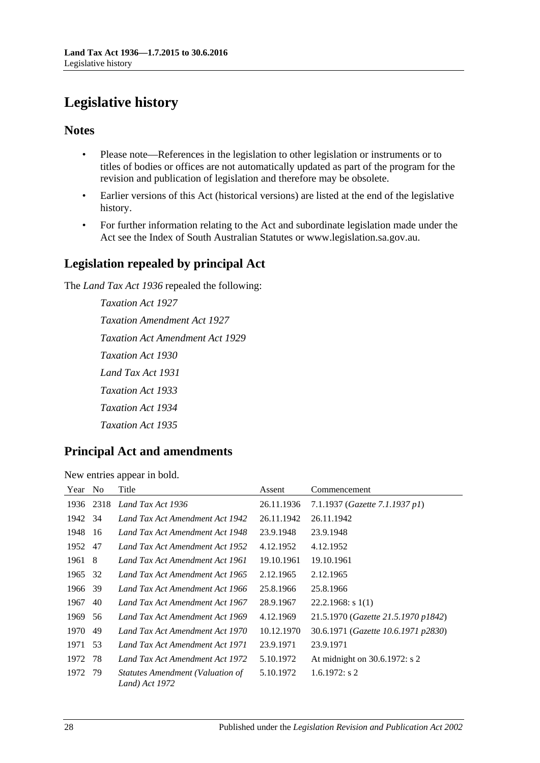# Legislative history

## Notes

- Please note—References in the legislation to other legislation or instruments or to titles of bodies or offices are not automatically updated as part of the program for the revision and publication of legislation and therefore may be obsolete.
- Earlier versions of this Act (historical versions) are listed at the end of the legislative history.
- For further information relating to the Act and subordinate legislation made under the Act see the Index of South Australian Statutes or www.legislation.sa.gov.au.

## Legislation repealed by principal Act

The *Land Tax Act 1936* repealed the following:

*Taxation Act 1927*

*Taxation Amendment Act 1927*

*Taxation Act Amendment Act 1929*

*Taxation Act 1930*

*Land Tax Act 1931*

*Taxation Act 1933*

*Taxation Act 1934*

*Taxation Act 1935*

## Principal Act and amendments

New entries appear in bold.

| Year | No | Title | Assent | Commencement |
|---|---|---|---|---|
| 1936 | 2318 | *Land Tax Act 1936* | 26.11.1936 | 7.1.1937 (*Gazette 7.1.1937 p1*) |
| 1942 | 34 | *Land Tax Act Amendment Act 1942* | 26.11.1942 | 26.11.1942 |
| 1948 | 16 | *Land Tax Act Amendment Act 1948* | 23.9.1948 | 23.9.1948 |
| 1952 | 47 | *Land Tax Act Amendment Act 1952* | 4.12.1952 | 4.12.1952 |
| 1961 | 8 | *Land Tax Act Amendment Act 1961* | 19.10.1961 | 19.10.1961 |
| 1965 | 32 | *Land Tax Act Amendment Act 1965* | 2.12.1965 | 2.12.1965 |
| 1966 | 39 | *Land Tax Act Amendment Act 1966* | 25.8.1966 | 25.8.1966 |
| 1967 | 40 | *Land Tax Act Amendment Act 1967* | 28.9.1967 | 22.2.1968: s 1(1) |
| 1969 | 56 | *Land Tax Act Amendment Act 1969* | 4.12.1969 | 21.5.1970 (*Gazette 21.5.1970 p1842*) |
| 1970 | 49 | *Land Tax Act Amendment Act 1970* | 10.12.1970 | 30.6.1971 (*Gazette 10.6.1971 p2830*) |
| 1971 | 53 | *Land Tax Act Amendment Act 1971* | 23.9.1971 | 23.9.1971 |
| 1972 | 78 | *Land Tax Act Amendment Act 1972* | 5.10.1972 | At midnight on 30.6.1972: s 2 |
| 1972 | 79 | *Statutes Amendment (Valuation of Land) Act 1972* | 5.10.1972 | 1.6.1972: s 2 |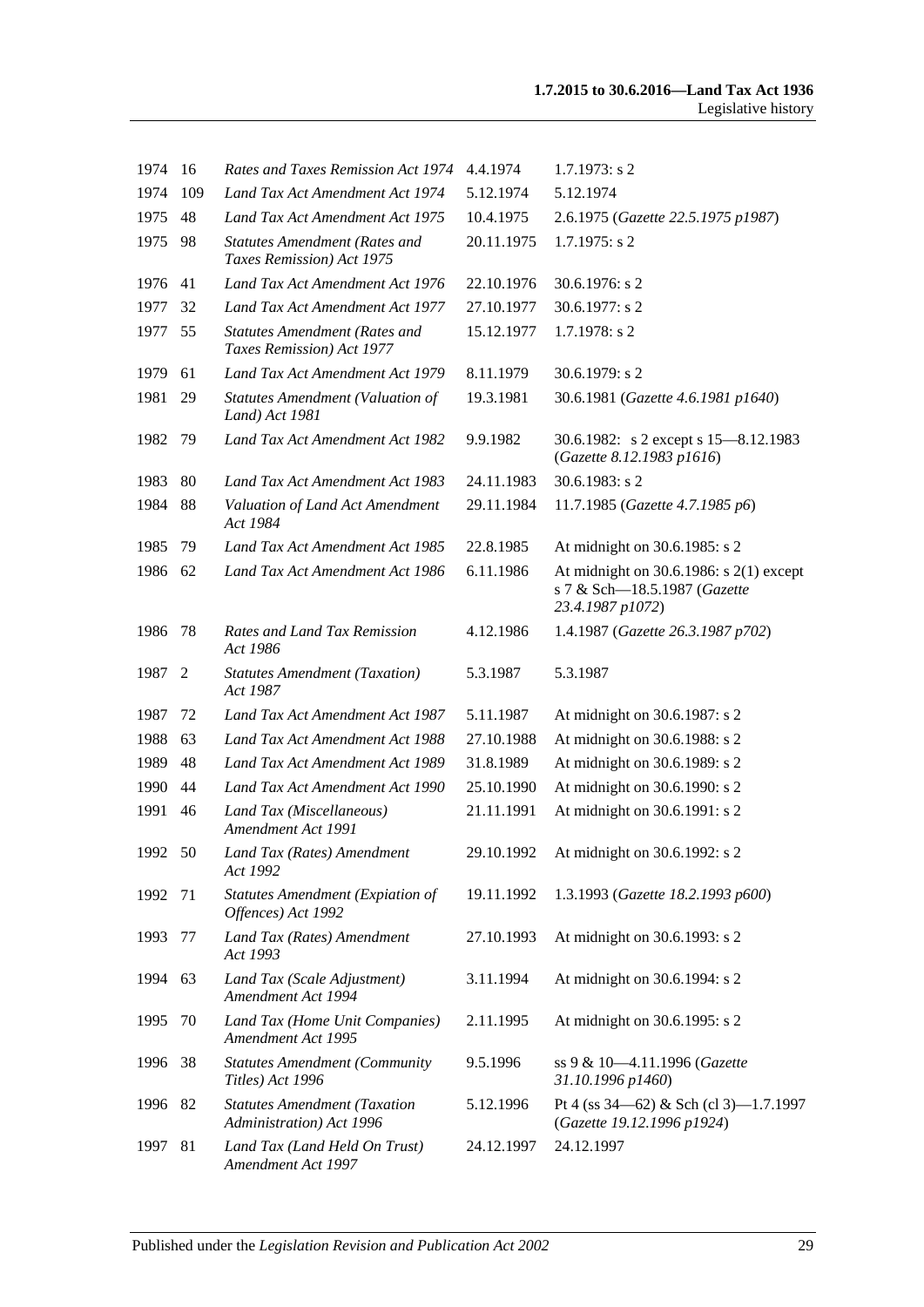| | | | | |
|---|---|---|---|---|
| 1974 | 16 | *Rates and Taxes Remission Act 1974* | 4.4.1974 | 1.7.1973: s 2 |
| 1974 | 109 | *Land Tax Act Amendment Act 1974* | 5.12.1974 | 5.12.1974 |
| 1975 | 48 | *Land Tax Act Amendment Act 1975* | 10.4.1975 | 2.6.1975 (*Gazette 22.5.1975 p1987*) |
| 1975 | 98 | *Statutes Amendment (Rates and Taxes Remission) Act 1975* | 20.11.1975 | 1.7.1975: s 2 |
| 1976 | 41 | *Land Tax Act Amendment Act 1976* | 22.10.1976 | 30.6.1976: s 2 |
| 1977 | 32 | *Land Tax Act Amendment Act 1977* | 27.10.1977 | 30.6.1977: s 2 |
| 1977 | 55 | *Statutes Amendment (Rates and Taxes Remission) Act 1977* | 15.12.1977 | 1.7.1978: s 2 |
| 1979 | 61 | *Land Tax Act Amendment Act 1979* | 8.11.1979 | 30.6.1979: s 2 |
| 1981 | 29 | *Statutes Amendment (Valuation of Land) Act 1981* | 19.3.1981 | 30.6.1981 (*Gazette 4.6.1981 p1640*) |
| 1982 | 79 | *Land Tax Act Amendment Act 1982* | 9.9.1982 | 30.6.1982: s 2 except s 15—8.12.1983 (*Gazette 8.12.1983 p1616*) |
| 1983 | 80 | *Land Tax Act Amendment Act 1983* | 24.11.1983 | 30.6.1983: s 2 |
| 1984 | 88 | *Valuation of Land Act Amendment Act 1984* | 29.11.1984 | 11.7.1985 (*Gazette 4.7.1985 p6*) |
| 1985 | 79 | *Land Tax Act Amendment Act 1985* | 22.8.1985 | At midnight on 30.6.1985: s 2 |
| 1986 | 62 | *Land Tax Act Amendment Act 1986* | 6.11.1986 | At midnight on 30.6.1986: s 2(1) except s 7 & Sch—18.5.1987 (*Gazette 23.4.1987 p1072*) |
| 1986 | 78 | *Rates and Land Tax Remission Act 1986* | 4.12.1986 | 1.4.1987 (*Gazette 26.3.1987 p702*) |
| 1987 | 2 | *Statutes Amendment (Taxation) Act 1987* | 5.3.1987 | 5.3.1987 |
| 1987 | 72 | *Land Tax Act Amendment Act 1987* | 5.11.1987 | At midnight on 30.6.1987: s 2 |
| 1988 | 63 | *Land Tax Act Amendment Act 1988* | 27.10.1988 | At midnight on 30.6.1988: s 2 |
| 1989 | 48 | *Land Tax Act Amendment Act 1989* | 31.8.1989 | At midnight on 30.6.1989: s 2 |
| 1990 | 44 | *Land Tax Act Amendment Act 1990* | 25.10.1990 | At midnight on 30.6.1990: s 2 |
| 1991 | 46 | *Land Tax (Miscellaneous) Amendment Act 1991* | 21.11.1991 | At midnight on 30.6.1991: s 2 |
| 1992 | 50 | *Land Tax (Rates) Amendment Act 1992* | 29.10.1992 | At midnight on 30.6.1992: s 2 |
| 1992 | 71 | *Statutes Amendment (Expiation of Offences) Act 1992* | 19.11.1992 | 1.3.1993 (*Gazette 18.2.1993 p600*) |
| 1993 | 77 | *Land Tax (Rates) Amendment Act 1993* | 27.10.1993 | At midnight on 30.6.1993: s 2 |
| 1994 | 63 | *Land Tax (Scale Adjustment) Amendment Act 1994* | 3.11.1994 | At midnight on 30.6.1994: s 2 |
| 1995 | 70 | *Land Tax (Home Unit Companies) Amendment Act 1995* | 2.11.1995 | At midnight on 30.6.1995: s 2 |
| 1996 | 38 | *Statutes Amendment (Community Titles) Act 1996* | 9.5.1996 | ss 9 & 10—4.11.1996 (*Gazette 31.10.1996 p1460*) |
| 1996 | 82 | *Statutes Amendment (Taxation Administration) Act 1996* | 5.12.1996 | Pt 4 (ss 34—62) & Sch (cl 3)—1.7.1997 (*Gazette 19.12.1996 p1924*) |
| 1997 | 81 | *Land Tax (Land Held On Trust) Amendment Act 1997* | 24.12.1997 | 24.12.1997 |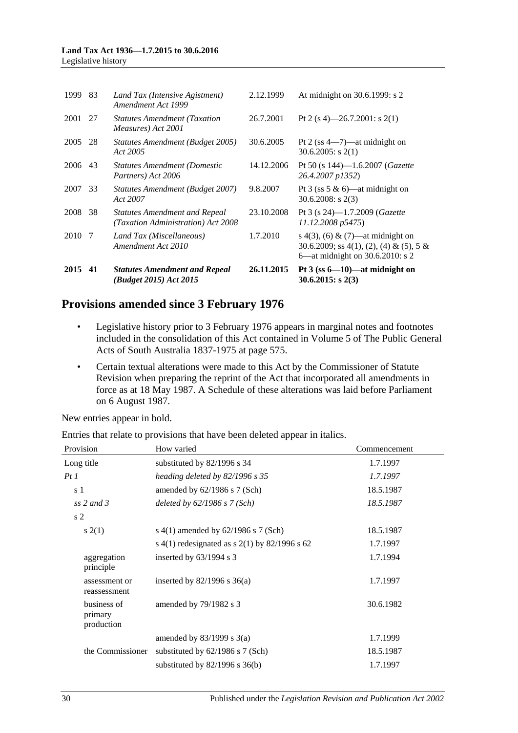| | | | | |
|---|---|---|---|---|
| 1999 | 83 | *Land Tax (Intensive Agistment) Amendment Act 1999* | 2.12.1999 | At midnight on 30.6.1999: s 2 |
| 2001 | 27 | *Statutes Amendment (Taxation Measures) Act 2001* | 26.7.2001 | Pt 2 (s 4)—26.7.2001: s 2(1) |
| 2005 | 28 | *Statutes Amendment (Budget 2005) Act 2005* | 30.6.2005 | Pt 2 (ss 4—7)—at midnight on 30.6.2005: s 2(1) |
| 2006 | 43 | *Statutes Amendment (Domestic Partners) Act 2006* | 14.12.2006 | Pt 50 (s 144)—1.6.2007 (*Gazette 26.4.2007 p1352*) |
| 2007 | 33 | *Statutes Amendment (Budget 2007) Act 2007* | 9.8.2007 | Pt 3 (ss 5 & 6)—at midnight on 30.6.2008: s 2(3) |
| 2008 | 38 | *Statutes Amendment and Repeal (Taxation Administration) Act 2008* | 23.10.2008 | Pt 3 (s 24)—1.7.2009 (*Gazette 11.12.2008 p5475*) |
| 2010 | 7 | *Land Tax (Miscellaneous) Amendment Act 2010* | 1.7.2010 | s 4(3), (6) & (7)—at midnight on 30.6.2009; ss 4(1), (2), (4) & (5), 5 & 6—at midnight on 30.6.2010: s 2 |
| **2015** | **41** | ***Statutes Amendment and Repeal (Budget 2015) Act 2015*** | **26.11.2015** | **Pt 3 (ss 6—10)—at midnight on 30.6.2015: s 2(3)** |

## Provisions amended since 3 February 1976

- Legislative history prior to 3 February 1976 appears in marginal notes and footnotes included in the consolidation of this Act contained in Volume 5 of The Public General Acts of South Australia 1837-1975 at page 575.
- Certain textual alterations were made to this Act by the Commissioner of Statute Revision when preparing the reprint of the Act that incorporated all amendments in force as at 18 May 1987. A Schedule of these alterations was laid before Parliament on 6 August 1987.

New entries appear in bold.

Entries that relate to provisions that have been deleted appear in italics.

| Provision | How varied | Commencement |
|---|---|---|
| Long title | substituted by 82/1996 s 34 | 1.7.1997 |
| *Pt 1* | *heading deleted by 82/1996 s 35* | *1.7.1997* |
| s 1 | amended by 62/1986 s 7 (Sch) | 18.5.1987 |
| *ss 2 and 3* | *deleted by 62/1986 s 7 (Sch)* | *18.5.1987* |
| s 2 | | |
| s 2(1) | s 4(1) amended by 62/1986 s 7 (Sch) | 18.5.1987 |
| | s 4(1) redesignated as s 2(1) by 82/1996 s 62 | 1.7.1997 |
| aggregation principle | inserted by 63/1994 s 3 | 1.7.1994 |
| assessment or reassessment | inserted by 82/1996 s 36(a) | 1.7.1997 |
| business of primary production | amended by 79/1982 s 3 | 30.6.1982 |
| | amended by 83/1999 s 3(a) | 1.7.1999 |
| the Commissioner | substituted by 62/1986 s 7 (Sch) | 18.5.1987 |
| | substituted by 82/1996 s 36(b) | 1.7.1997 |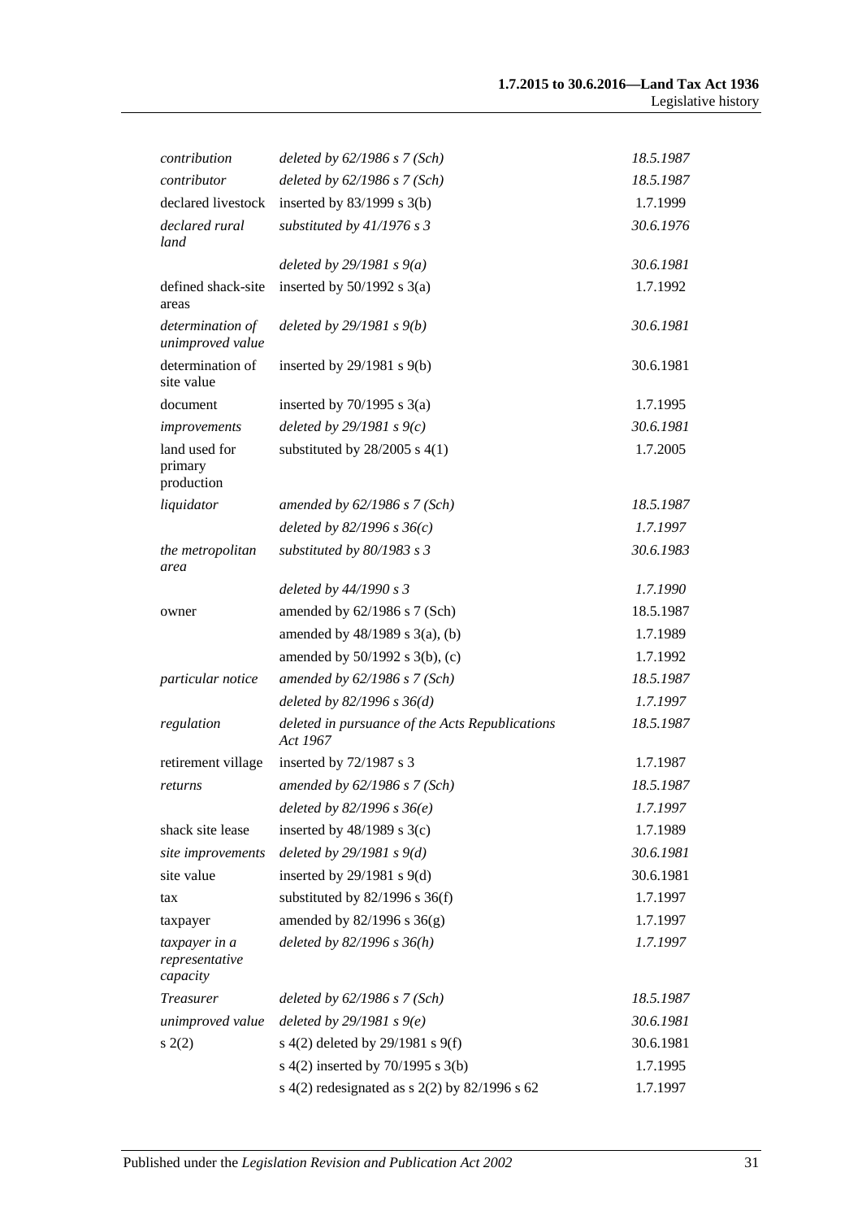| | | |
|---|---|---|
| *contribution* | *deleted by 62/1986 s 7 (Sch)* | *18.5.1987* |
| *contributor* | *deleted by 62/1986 s 7 (Sch)* | *18.5.1987* |
| declared livestock | inserted by 83/1999 s 3(b) | 1.7.1999 |
| *declared rural land* | *substituted by 41/1976 s 3* | *30.6.1976* |
| | *deleted by 29/1981 s 9(a)* | *30.6.1981* |
| defined shack-site areas | inserted by 50/1992 s 3(a) | 1.7.1992 |
| *determination of unimproved value* | *deleted by 29/1981 s 9(b)* | *30.6.1981* |
| determination of site value | inserted by 29/1981 s 9(b) | 30.6.1981 |
| document | inserted by 70/1995 s 3(a) | 1.7.1995 |
| *improvements* | *deleted by 29/1981 s 9(c)* | *30.6.1981* |
| land used for primary production | substituted by 28/2005 s 4(1) | 1.7.2005 |
| *liquidator* | *amended by 62/1986 s 7 (Sch)* | *18.5.1987* |
| | *deleted by 82/1996 s 36(c)* | *1.7.1997* |
| *the metropolitan area* | *substituted by 80/1983 s 3* | *30.6.1983* |
| | *deleted by 44/1990 s 3* | *1.7.1990* |
| owner | amended by 62/1986 s 7 (Sch) | 18.5.1987 |
| | amended by 48/1989 s 3(a), (b) | 1.7.1989 |
| | amended by 50/1992 s 3(b), (c) | 1.7.1992 |
| *particular notice* | *amended by 62/1986 s 7 (Sch)* | *18.5.1987* |
| | *deleted by 82/1996 s 36(d)* | *1.7.1997* |
| *regulation* | *deleted in pursuance of the Acts Republications Act 1967* | *18.5.1987* |
| retirement village | inserted by 72/1987 s 3 | 1.7.1987 |
| *returns* | *amended by 62/1986 s 7 (Sch)* | *18.5.1987* |
| | *deleted by 82/1996 s 36(e)* | *1.7.1997* |
| shack site lease | inserted by 48/1989 s 3(c) | 1.7.1989 |
| *site improvements* | *deleted by 29/1981 s 9(d)* | *30.6.1981* |
| site value | inserted by 29/1981 s 9(d) | 30.6.1981 |
| tax | substituted by 82/1996 s 36(f) | 1.7.1997 |
| taxpayer | amended by 82/1996 s 36(g) | 1.7.1997 |
| *taxpayer in a representative capacity* | *deleted by 82/1996 s 36(h)* | *1.7.1997* |
| *Treasurer* | *deleted by 62/1986 s 7 (Sch)* | *18.5.1987* |
| *unimproved value* | *deleted by 29/1981 s 9(e)* | *30.6.1981* |
| s 2(2) | s 4(2) deleted by 29/1981 s 9(f) | 30.6.1981 |
| | s 4(2) inserted by 70/1995 s 3(b) | 1.7.1995 |
| | s 4(2) redesignated as s 2(2) by 82/1996 s 62 | 1.7.1997 |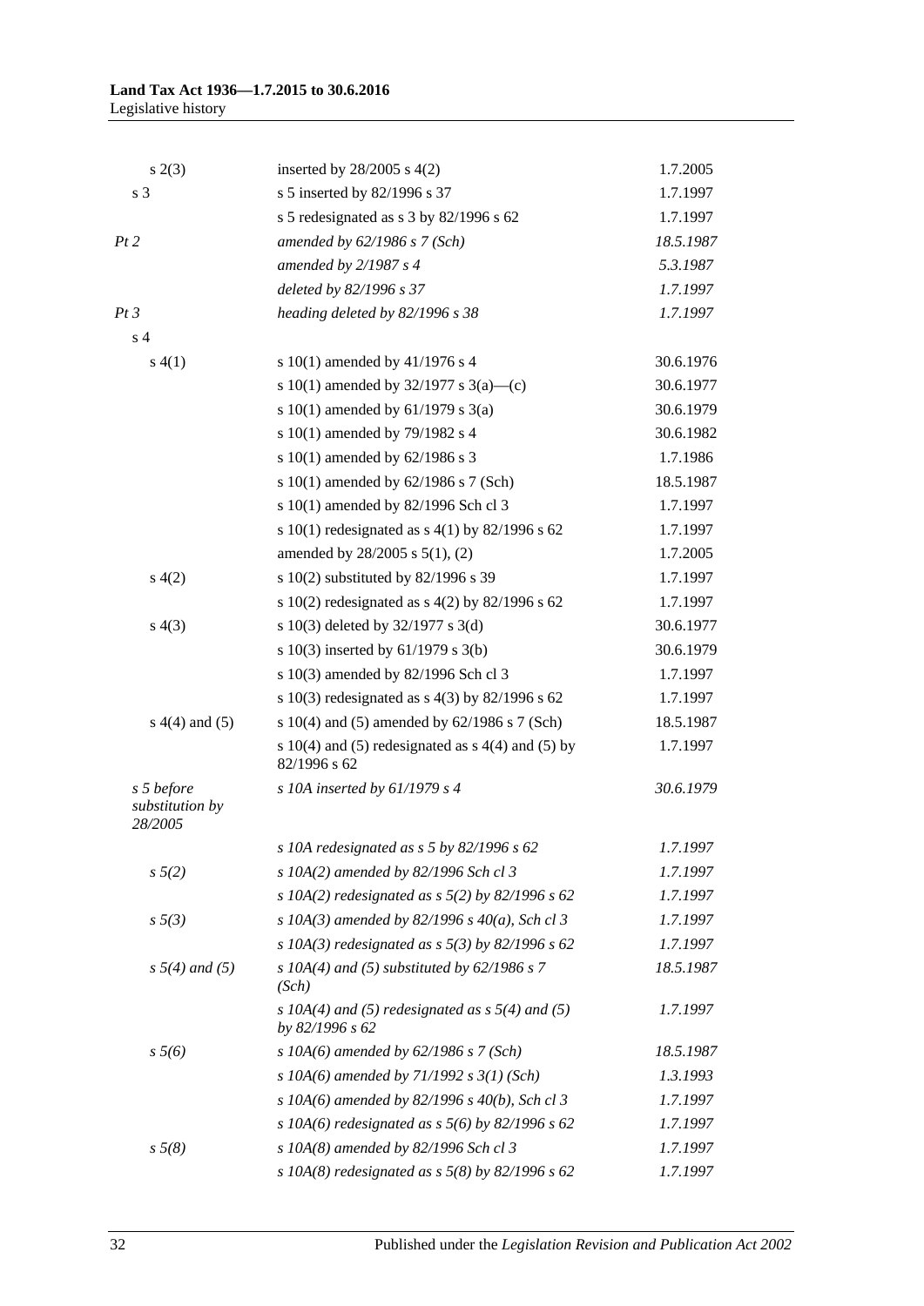| | | |
|---|---|---|
| s 2(3) | inserted by 28/2005 s 4(2) | 1.7.2005 |
| s 3 | s 5 inserted by 82/1996 s 37 | 1.7.1997 |
| | s 5 redesignated as s 3 by 82/1996 s 62 | 1.7.1997 |
| *Pt 2* | *amended by 62/1986 s 7 (Sch)* | *18.5.1987* |
| | *amended by 2/1987 s 4* | *5.3.1987* |
| | *deleted by 82/1996 s 37* | *1.7.1997* |
| *Pt 3* | *heading deleted by 82/1996 s 38* | *1.7.1997* |
| s 4 | | |
| s 4(1) | s 10(1) amended by 41/1976 s 4 | 30.6.1976 |
| | s 10(1) amended by 32/1977 s 3(a)—(c) | 30.6.1977 |
| | s 10(1) amended by 61/1979 s 3(a) | 30.6.1979 |
| | s 10(1) amended by 79/1982 s 4 | 30.6.1982 |
| | s 10(1) amended by 62/1986 s 3 | 1.7.1986 |
| | s 10(1) amended by 62/1986 s 7 (Sch) | 18.5.1987 |
| | s 10(1) amended by 82/1996 Sch cl 3 | 1.7.1997 |
| | s 10(1) redesignated as s 4(1) by 82/1996 s 62 | 1.7.1997 |
| | amended by 28/2005 s 5(1), (2) | 1.7.2005 |
| s 4(2) | s 10(2) substituted by 82/1996 s 39 | 1.7.1997 |
| | s 10(2) redesignated as s 4(2) by 82/1996 s 62 | 1.7.1997 |
| s 4(3) | s 10(3) deleted by 32/1977 s 3(d) | 30.6.1977 |
| | s 10(3) inserted by 61/1979 s 3(b) | 30.6.1979 |
| | s 10(3) amended by 82/1996 Sch cl 3 | 1.7.1997 |
| | s 10(3) redesignated as s 4(3) by 82/1996 s 62 | 1.7.1997 |
| s 4(4) and (5) | s 10(4) and (5) amended by 62/1986 s 7 (Sch) | 18.5.1987 |
| | s 10(4) and (5) redesignated as s 4(4) and (5) by 82/1996 s 62 | 1.7.1997 |
| *s 5 before substitution by 28/2005* | *s 10A inserted by 61/1979 s 4* | *30.6.1979* |
| | *s 10A redesignated as s 5 by 82/1996 s 62* | *1.7.1997* |
| *s 5(2)* | *s 10A(2) amended by 82/1996 Sch cl 3* | *1.7.1997* |
| | *s 10A(2) redesignated as s 5(2) by 82/1996 s 62* | *1.7.1997* |
| *s 5(3)* | *s 10A(3) amended by 82/1996 s 40(a), Sch cl 3* | *1.7.1997* |
| | *s 10A(3) redesignated as s 5(3) by 82/1996 s 62* | *1.7.1997* |
| *s 5(4) and (5)* | *s 10A(4) and (5) substituted by 62/1986 s 7 (Sch)* | *18.5.1987* |
| | *s 10A(4) and (5) redesignated as s 5(4) and (5) by 82/1996 s 62* | *1.7.1997* |
| *s 5(6)* | *s 10A(6) amended by 62/1986 s 7 (Sch)* | *18.5.1987* |
| | *s 10A(6) amended by 71/1992 s 3(1) (Sch)* | *1.3.1993* |
| | *s 10A(6) amended by 82/1996 s 40(b), Sch cl 3* | *1.7.1997* |
| | *s 10A(6) redesignated as s 5(6) by 82/1996 s 62* | *1.7.1997* |
| *s 5(8)* | *s 10A(8) amended by 82/1996 Sch cl 3* | *1.7.1997* |
| | *s 10A(8) redesignated as s 5(8) by 82/1996 s 62* | *1.7.1997* |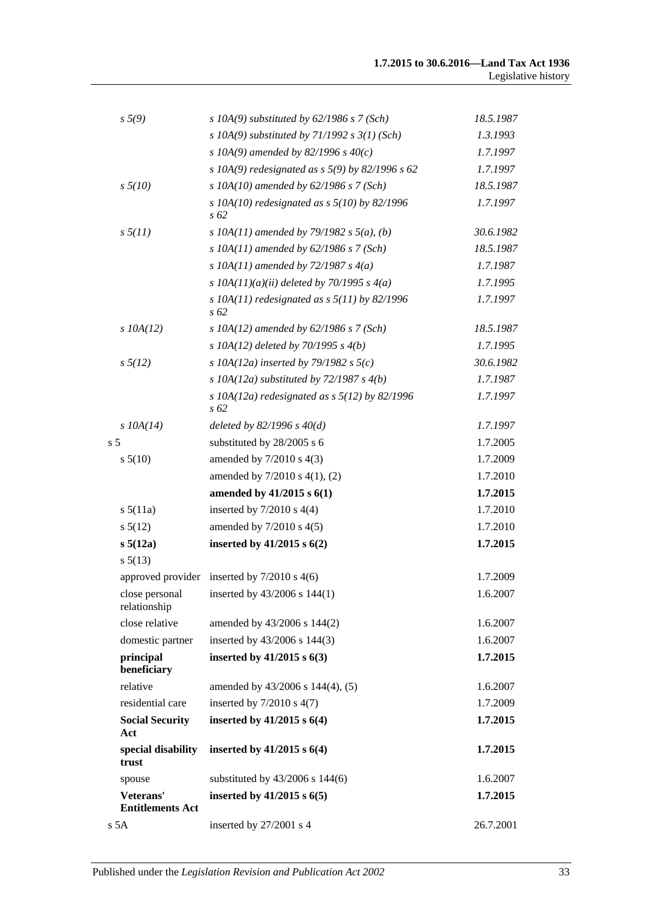| | | |
|---|---|---|
| *s 5(9)* | *s 10A(9) substituted by 62/1986 s 7 (Sch)* | *18.5.1987* |
| | *s 10A(9) substituted by 71/1992 s 3(1) (Sch)* | *1.3.1993* |
| | *s 10A(9) amended by 82/1996 s 40(c)* | *1.7.1997* |
| | *s 10A(9) redesignated as s 5(9) by 82/1996 s 62* | *1.7.1997* |
| *s 5(10)* | *s 10A(10) amended by 62/1986 s 7 (Sch)* | *18.5.1987* |
| | *s 10A(10) redesignated as s 5(10) by 82/1996 s 62* | *1.7.1997* |
| *s 5(11)* | *s 10A(11) amended by 79/1982 s 5(a), (b)* | *30.6.1982* |
| | *s 10A(11) amended by 62/1986 s 7 (Sch)* | *18.5.1987* |
| | *s 10A(11) amended by 72/1987 s 4(a)* | *1.7.1987* |
| | *s 10A(11)(a)(ii) deleted by 70/1995 s 4(a)* | *1.7.1995* |
| | *s 10A(11) redesignated as s 5(11) by 82/1996 s 62* | *1.7.1997* |
| *s 10A(12)* | *s 10A(12) amended by 62/1986 s 7 (Sch)* | *18.5.1987* |
| | *s 10A(12) deleted by 70/1995 s 4(b)* | *1.7.1995* |
| *s 5(12)* | *s 10A(12a) inserted by 79/1982 s 5(c)* | *30.6.1982* |
| | *s 10A(12a) substituted by 72/1987 s 4(b)* | *1.7.1987* |
| | *s 10A(12a) redesignated as s 5(12) by 82/1996 s 62* | *1.7.1997* |
| *s 10A(14)* | *deleted by 82/1996 s 40(d)* | *1.7.1997* |
| s 5 | substituted by 28/2005 s 6 | 1.7.2005 |
| s 5(10) | amended by 7/2010 s 4(3) | 1.7.2009 |
| | amended by 7/2010 s 4(1), (2) | 1.7.2010 |
| | **amended by 41/2015 s 6(1)** | **1.7.2015** |
| s 5(11a) | inserted by 7/2010 s 4(4) | 1.7.2010 |
| s 5(12) | amended by 7/2010 s 4(5) | 1.7.2010 |
| **s 5(12a)** | **inserted by 41/2015 s 6(2)** | **1.7.2015** |
| s 5(13) | | |
| approved provider | inserted by 7/2010 s 4(6) | 1.7.2009 |
| close personal relationship | inserted by 43/2006 s 144(1) | 1.6.2007 |
| close relative | amended by 43/2006 s 144(2) | 1.6.2007 |
| domestic partner | inserted by 43/2006 s 144(3) | 1.6.2007 |
| **principal beneficiary** | **inserted by 41/2015 s 6(3)** | **1.7.2015** |
| relative | amended by 43/2006 s 144(4), (5) | 1.6.2007 |
| residential care | inserted by 7/2010 s 4(7) | 1.7.2009 |
| **Social Security Act** | **inserted by 41/2015 s 6(4)** | **1.7.2015** |
| **special disability trust** | **inserted by 41/2015 s 6(4)** | **1.7.2015** |
| spouse | substituted by 43/2006 s 144(6) | 1.6.2007 |
| **Veterans' Entitlements Act** | **inserted by 41/2015 s 6(5)** | **1.7.2015** |
| s 5A | inserted by 27/2001 s 4 | 26.7.2001 |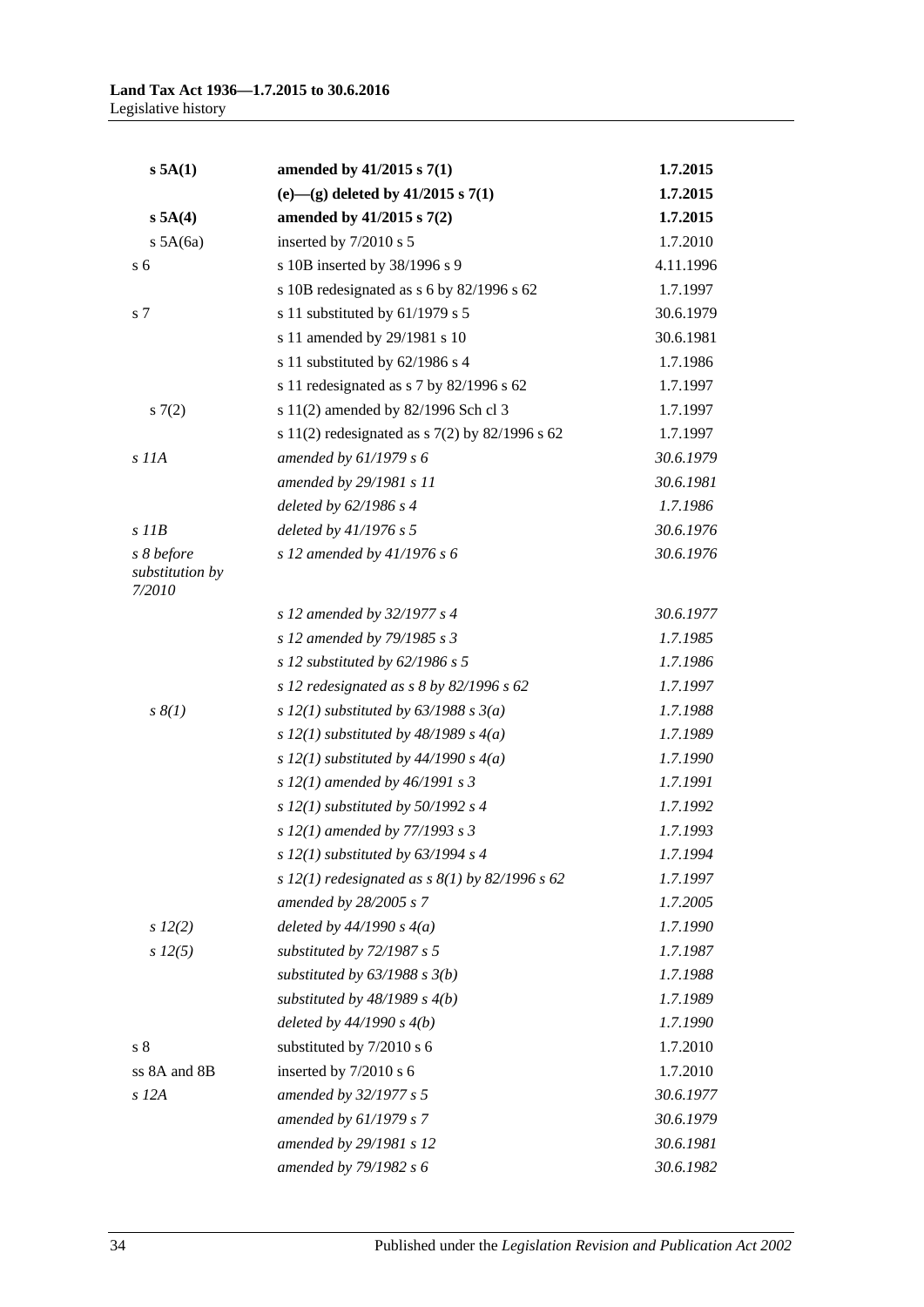| | | |
|---|---|---|
| **s 5A(1)** | **amended by 41/2015 s 7(1)** | **1.7.2015** |
| | **(e)—(g) deleted by 41/2015 s 7(1)** | **1.7.2015** |
| **s 5A(4)** | **amended by 41/2015 s 7(2)** | **1.7.2015** |
| s 5A(6a) | inserted by 7/2010 s 5 | 1.7.2010 |
| s 6 | s 10B inserted by 38/1996 s 9 | 4.11.1996 |
| | s 10B redesignated as s 6 by 82/1996 s 62 | 1.7.1997 |
| s 7 | s 11 substituted by 61/1979 s 5 | 30.6.1979 |
| | s 11 amended by 29/1981 s 10 | 30.6.1981 |
| | s 11 substituted by 62/1986 s 4 | 1.7.1986 |
| | s 11 redesignated as s 7 by 82/1996 s 62 | 1.7.1997 |
| s 7(2) | s 11(2) amended by 82/1996 Sch cl 3 | 1.7.1997 |
| | s 11(2) redesignated as s 7(2) by 82/1996 s 62 | 1.7.1997 |
| *s 11A* | *amended by 61/1979 s 6* | *30.6.1979* |
| | *amended by 29/1981 s 11* | *30.6.1981* |
| | *deleted by 62/1986 s 4* | *1.7.1986* |
| *s 11B* | *deleted by 41/1976 s 5* | *30.6.1976* |
| *s 8 before substitution by 7/2010* | *s 12 amended by 41/1976 s 6* | *30.6.1976* |
| | *s 12 amended by 32/1977 s 4* | *30.6.1977* |
| | *s 12 amended by 79/1985 s 3* | *1.7.1985* |
| | *s 12 substituted by 62/1986 s 5* | *1.7.1986* |
| | *s 12 redesignated as s 8 by 82/1996 s 62* | *1.7.1997* |
| *s 8(1)* | *s 12(1) substituted by 63/1988 s 3(a)* | *1.7.1988* |
| | *s 12(1) substituted by 48/1989 s 4(a)* | *1.7.1989* |
| | *s 12(1) substituted by 44/1990 s 4(a)* | *1.7.1990* |
| | *s 12(1) amended by 46/1991 s 3* | *1.7.1991* |
| | *s 12(1) substituted by 50/1992 s 4* | *1.7.1992* |
| | *s 12(1) amended by 77/1993 s 3* | *1.7.1993* |
| | *s 12(1) substituted by 63/1994 s 4* | *1.7.1994* |
| | *s 12(1) redesignated as s 8(1) by 82/1996 s 62* | *1.7.1997* |
| | *amended by 28/2005 s 7* | *1.7.2005* |
| *s 12(2)* | *deleted by 44/1990 s 4(a)* | *1.7.1990* |
| *s 12(5)* | *substituted by 72/1987 s 5* | *1.7.1987* |
| | *substituted by 63/1988 s 3(b)* | *1.7.1988* |
| | *substituted by 48/1989 s 4(b)* | *1.7.1989* |
| | *deleted by 44/1990 s 4(b)* | *1.7.1990* |
| s 8 | substituted by 7/2010 s 6 | 1.7.2010 |
| ss 8A and 8B | inserted by 7/2010 s 6 | 1.7.2010 |
| *s 12A* | *amended by 32/1977 s 5* | *30.6.1977* |
| | *amended by 61/1979 s 7* | *30.6.1979* |
| | *amended by 29/1981 s 12* | *30.6.1981* |
| | *amended by 79/1982 s 6* | *30.6.1982* |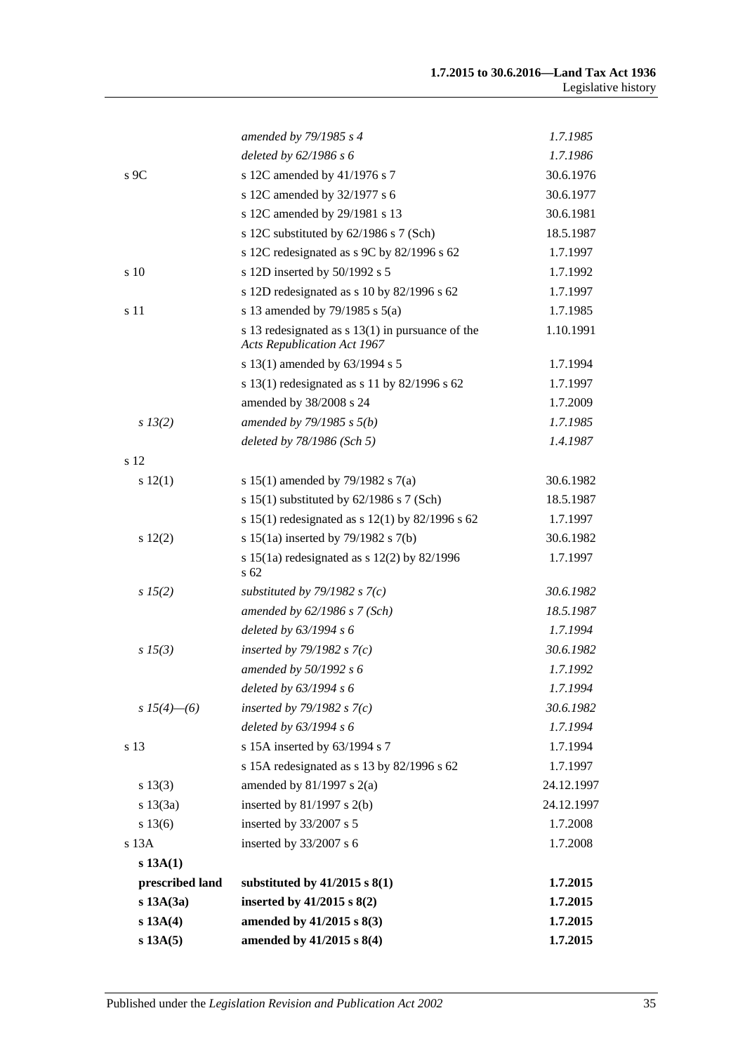| | | |
|---|---|---|
| | *amended by 79/1985 s 4* | *1.7.1985* |
| | *deleted by 62/1986 s 6* | *1.7.1986* |
| s 9C | s 12C amended by 41/1976 s 7 | 30.6.1976 |
| | s 12C amended by 32/1977 s 6 | 30.6.1977 |
| | s 12C amended by 29/1981 s 13 | 30.6.1981 |
| | s 12C substituted by 62/1986 s 7 (Sch) | 18.5.1987 |
| | s 12C redesignated as s 9C by 82/1996 s 62 | 1.7.1997 |
| s 10 | s 12D inserted by 50/1992 s 5 | 1.7.1992 |
| | s 12D redesignated as s 10 by 82/1996 s 62 | 1.7.1997 |
| s 11 | s 13 amended by 79/1985 s 5(a) | 1.7.1985 |
| | s 13 redesignated as s 13(1) in pursuance of the *Acts Republication Act 1967* | 1.10.1991 |
| | s 13(1) amended by 63/1994 s 5 | 1.7.1994 |
| | s 13(1) redesignated as s 11 by 82/1996 s 62 | 1.7.1997 |
| | amended by 38/2008 s 24 | 1.7.2009 |
| *s 13(2)* | *amended by 79/1985 s 5(b)* | *1.7.1985* |
| | *deleted by 78/1986 (Sch 5)* | *1.4.1987* |
| s 12 | | |
| s 12(1) | s 15(1) amended by 79/1982 s 7(a) | 30.6.1982 |
| | s 15(1) substituted by 62/1986 s 7 (Sch) | 18.5.1987 |
| | s 15(1) redesignated as s 12(1) by 82/1996 s 62 | 1.7.1997 |
| s 12(2) | s 15(1a) inserted by 79/1982 s 7(b) | 30.6.1982 |
| | s 15(1a) redesignated as s 12(2) by 82/1996 s 62 | 1.7.1997 |
| *s 15(2)* | *substituted by 79/1982 s 7(c)* | *30.6.1982* |
| | *amended by 62/1986 s 7 (Sch)* | *18.5.1987* |
| | *deleted by 63/1994 s 6* | *1.7.1994* |
| *s 15(3)* | *inserted by 79/1982 s 7(c)* | *30.6.1982* |
| | *amended by 50/1992 s 6* | *1.7.1992* |
| | *deleted by 63/1994 s 6* | *1.7.1994* |
| *s 15(4)—(6)* | *inserted by 79/1982 s 7(c)* | *30.6.1982* |
| | *deleted by 63/1994 s 6* | *1.7.1994* |
| s 13 | s 15A inserted by 63/1994 s 7 | 1.7.1994 |
| | s 15A redesignated as s 13 by 82/1996 s 62 | 1.7.1997 |
| s 13(3) | amended by 81/1997 s 2(a) | 24.12.1997 |
| s 13(3a) | inserted by 81/1997 s 2(b) | 24.12.1997 |
| s 13(6) | inserted by 33/2007 s 5 | 1.7.2008 |
| s 13A | inserted by 33/2007 s 6 | 1.7.2008 |
| **s 13A(1)** | | |
| **prescribed land** | **substituted by 41/2015 s 8(1)** | **1.7.2015** |
| **s 13A(3a)** | **inserted by 41/2015 s 8(2)** | **1.7.2015** |
| **s 13A(4)** | **amended by 41/2015 s 8(3)** | **1.7.2015** |
| **s 13A(5)** | **amended by 41/2015 s 8(4)** | **1.7.2015** |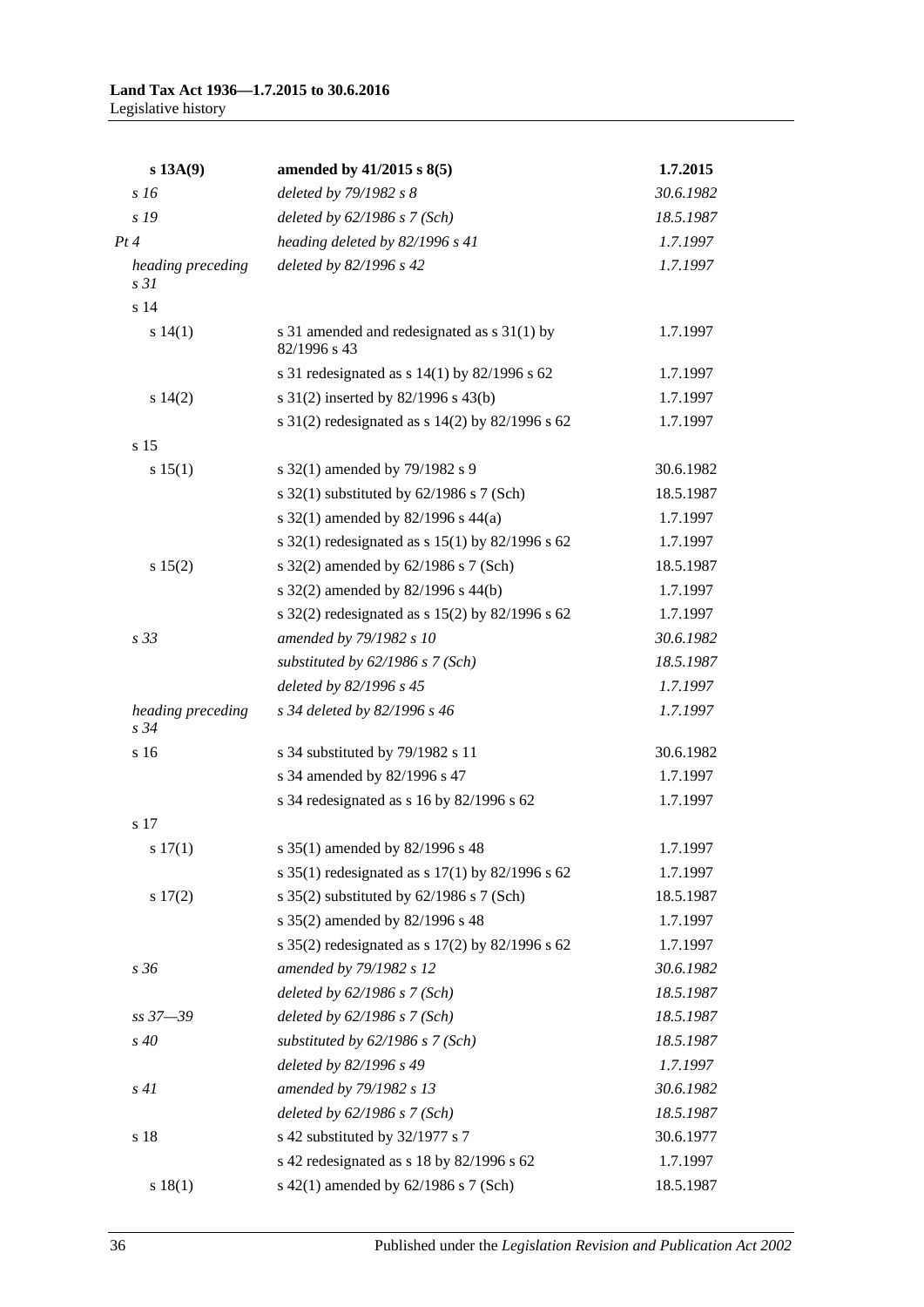| | | |
|---|---|---|
| **s 13A(9)** | **amended by 41/2015 s 8(5)** | **1.7.2015** |
| *s 16* | *deleted by 79/1982 s 8* | *30.6.1982* |
| *s 19* | *deleted by 62/1986 s 7 (Sch)* | *18.5.1987* |
| *Pt 4* | *heading deleted by 82/1996 s 41* | *1.7.1997* |
| *heading preceding s 31* | *deleted by 82/1996 s 42* | *1.7.1997* |
| s 14 | | |
| s 14(1) | s 31 amended and redesignated as s 31(1) by 82/1996 s 43 | 1.7.1997 |
| | s 31 redesignated as s 14(1) by 82/1996 s 62 | 1.7.1997 |
| s 14(2) | s 31(2) inserted by 82/1996 s 43(b) | 1.7.1997 |
| | s 31(2) redesignated as s 14(2) by 82/1996 s 62 | 1.7.1997 |
| s 15 | | |
| s 15(1) | s 32(1) amended by 79/1982 s 9 | 30.6.1982 |
| | s 32(1) substituted by 62/1986 s 7 (Sch) | 18.5.1987 |
| | s 32(1) amended by 82/1996 s 44(a) | 1.7.1997 |
| | s 32(1) redesignated as s 15(1) by 82/1996 s 62 | 1.7.1997 |
| s 15(2) | s 32(2) amended by 62/1986 s 7 (Sch) | 18.5.1987 |
| | s 32(2) amended by 82/1996 s 44(b) | 1.7.1997 |
| | s 32(2) redesignated as s 15(2) by 82/1996 s 62 | 1.7.1997 |
| *s 33* | *amended by 79/1982 s 10* | *30.6.1982* |
| | *substituted by 62/1986 s 7 (Sch)* | *18.5.1987* |
| | *deleted by 82/1996 s 45* | *1.7.1997* |
| *heading preceding s 34* | *s 34 deleted by 82/1996 s 46* | *1.7.1997* |
| s 16 | s 34 substituted by 79/1982 s 11 | 30.6.1982 |
| | s 34 amended by 82/1996 s 47 | 1.7.1997 |
| | s 34 redesignated as s 16 by 82/1996 s 62 | 1.7.1997 |
| s 17 | | |
| s 17(1) | s 35(1) amended by 82/1996 s 48 | 1.7.1997 |
| | s 35(1) redesignated as s 17(1) by 82/1996 s 62 | 1.7.1997 |
| s 17(2) | s 35(2) substituted by 62/1986 s 7 (Sch) | 18.5.1987 |
| | s 35(2) amended by 82/1996 s 48 | 1.7.1997 |
| | s 35(2) redesignated as s 17(2) by 82/1996 s 62 | 1.7.1997 |
| *s 36* | *amended by 79/1982 s 12* | *30.6.1982* |
| | *deleted by 62/1986 s 7 (Sch)* | *18.5.1987* |
| *ss 37—39* | *deleted by 62/1986 s 7 (Sch)* | *18.5.1987* |
| *s 40* | *substituted by 62/1986 s 7 (Sch)* | *18.5.1987* |
| | *deleted by 82/1996 s 49* | *1.7.1997* |
| *s 41* | *amended by 79/1982 s 13* | *30.6.1982* |
| | *deleted by 62/1986 s 7 (Sch)* | *18.5.1987* |
| s 18 | s 42 substituted by 32/1977 s 7 | 30.6.1977 |
| | s 42 redesignated as s 18 by 82/1996 s 62 | 1.7.1997 |
| s 18(1) | s 42(1) amended by 62/1986 s 7 (Sch) | 18.5.1987 |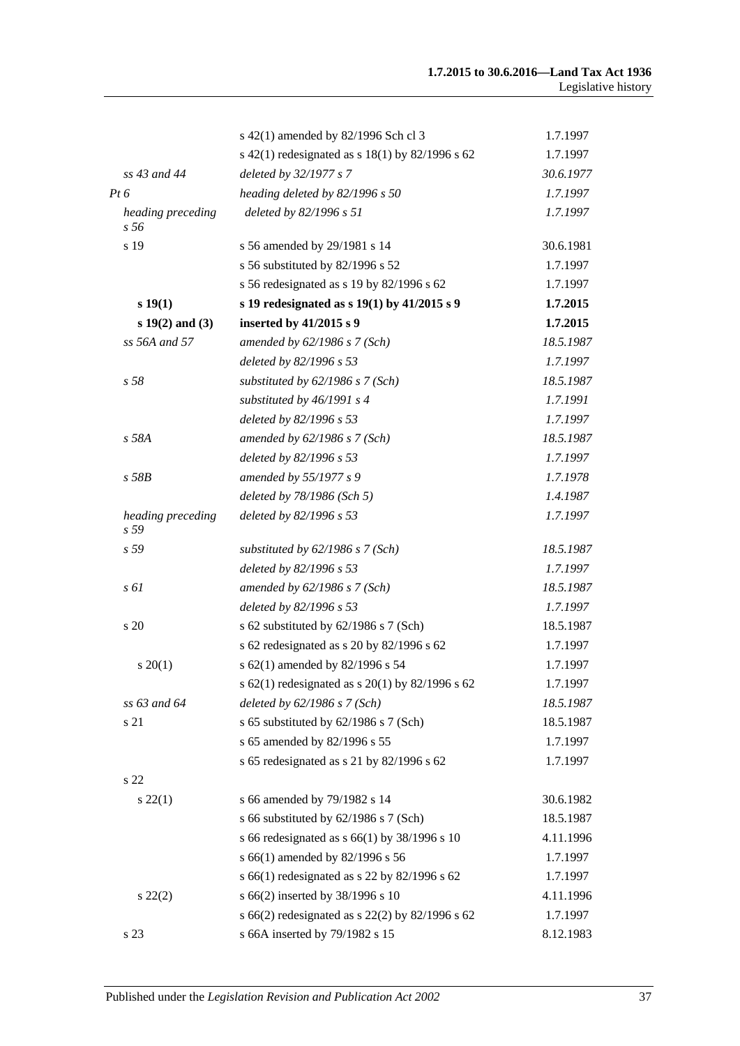| | | |
|---|---|---|
| | s 42(1) amended by 82/1996 Sch cl 3 | 1.7.1997 |
| | s 42(1) redesignated as s 18(1) by 82/1996 s 62 | 1.7.1997 |
| *ss 43 and 44* | *deleted by 32/1977 s 7* | *30.6.1977* |
| *Pt 6* | *heading deleted by 82/1996 s 50* | *1.7.1997* |
| *heading preceding s 56* | *deleted by 82/1996 s 51* | *1.7.1997* |
| s 19 | s 56 amended by 29/1981 s 14 | 30.6.1981 |
| | s 56 substituted by 82/1996 s 52 | 1.7.1997 |
| | s 56 redesignated as s 19 by 82/1996 s 62 | 1.7.1997 |
| **s 19(1)** | **s 19 redesignated as s 19(1) by 41/2015 s 9** | **1.7.2015** |
| **s 19(2) and (3)** | **inserted by 41/2015 s 9** | **1.7.2015** |
| *ss 56A and 57* | *amended by 62/1986 s 7 (Sch)* | *18.5.1987* |
| | *deleted by 82/1996 s 53* | *1.7.1997* |
| *s 58* | *substituted by 62/1986 s 7 (Sch)* | *18.5.1987* |
| | *substituted by 46/1991 s 4* | *1.7.1991* |
| | *deleted by 82/1996 s 53* | *1.7.1997* |
| *s 58A* | *amended by 62/1986 s 7 (Sch)* | *18.5.1987* |
| | *deleted by 82/1996 s 53* | *1.7.1997* |
| *s 58B* | *amended by 55/1977 s 9* | *1.7.1978* |
| | *deleted by 78/1986 (Sch 5)* | *1.4.1987* |
| *heading preceding s 59* | *deleted by 82/1996 s 53* | *1.7.1997* |
| *s 59* | *substituted by 62/1986 s 7 (Sch)* | *18.5.1987* |
| | *deleted by 82/1996 s 53* | *1.7.1997* |
| *s 61* | *amended by 62/1986 s 7 (Sch)* | *18.5.1987* |
| | *deleted by 82/1996 s 53* | *1.7.1997* |
| s 20 | s 62 substituted by 62/1986 s 7 (Sch) | 18.5.1987 |
| | s 62 redesignated as s 20 by 82/1996 s 62 | 1.7.1997 |
| s 20(1) | s 62(1) amended by 82/1996 s 54 | 1.7.1997 |
| | s 62(1) redesignated as s 20(1) by 82/1996 s 62 | 1.7.1997 |
| *ss 63 and 64* | *deleted by 62/1986 s 7 (Sch)* | *18.5.1987* |
| s 21 | s 65 substituted by 62/1986 s 7 (Sch) | 18.5.1987 |
| | s 65 amended by 82/1996 s 55 | 1.7.1997 |
| | s 65 redesignated as s 21 by 82/1996 s 62 | 1.7.1997 |
| s 22 | | |
| s 22(1) | s 66 amended by 79/1982 s 14 | 30.6.1982 |
| | s 66 substituted by 62/1986 s 7 (Sch) | 18.5.1987 |
| | s 66 redesignated as s 66(1) by 38/1996 s 10 | 4.11.1996 |
| | s 66(1) amended by 82/1996 s 56 | 1.7.1997 |
| | s 66(1) redesignated as s 22 by 82/1996 s 62 | 1.7.1997 |
| s 22(2) | s 66(2) inserted by 38/1996 s 10 | 4.11.1996 |
| | s 66(2) redesignated as s 22(2) by 82/1996 s 62 | 1.7.1997 |
| s 23 | s 66A inserted by 79/1982 s 15 | 8.12.1983 |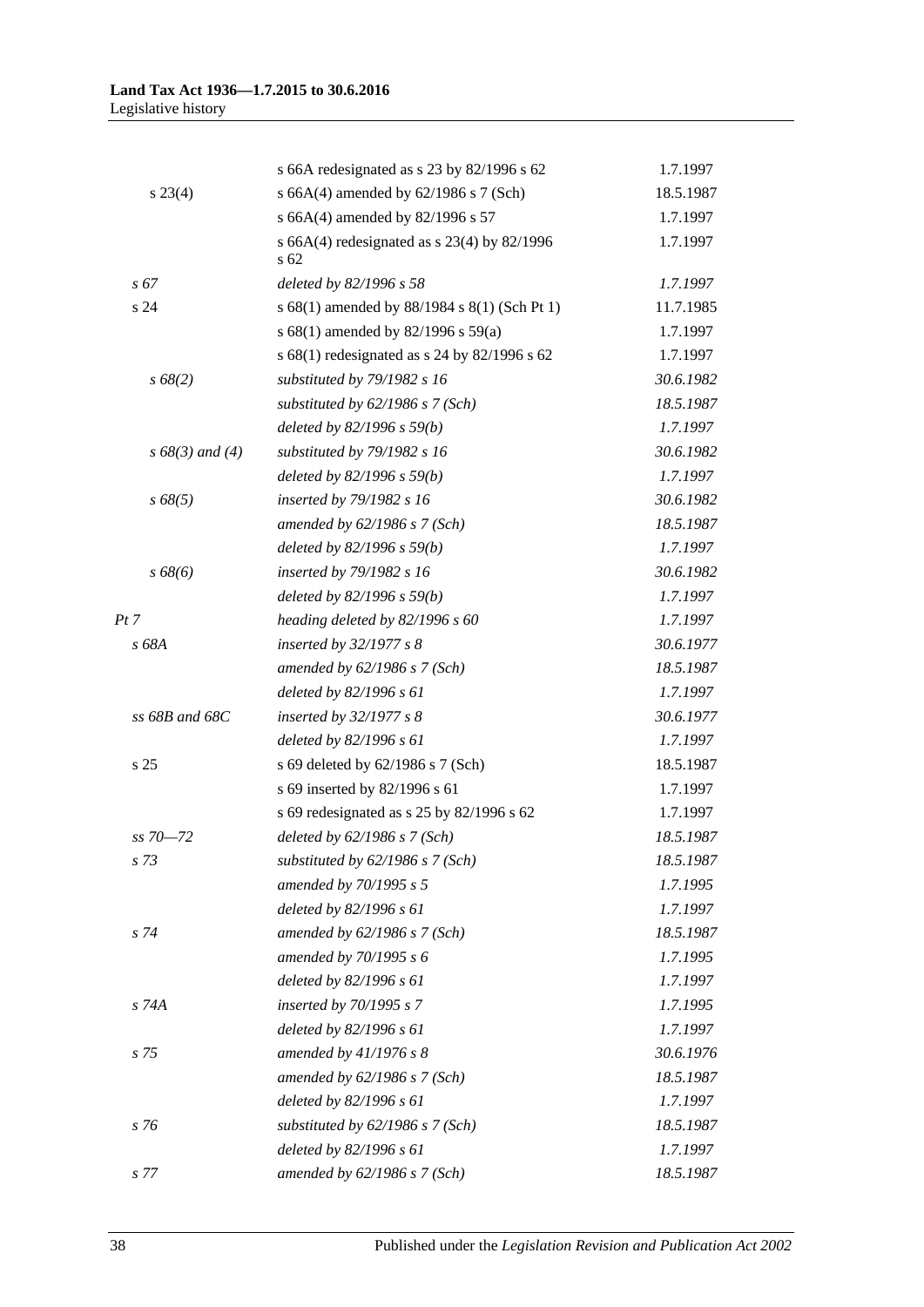| | | |
|---|---|---|
| | s 66A redesignated as s 23 by 82/1996 s 62 | 1.7.1997 |
| s 23(4) | s 66A(4) amended by 62/1986 s 7 (Sch) | 18.5.1987 |
| | s 66A(4) amended by 82/1996 s 57 | 1.7.1997 |
| | s 66A(4) redesignated as s 23(4) by 82/1996 s 62 | 1.7.1997 |
| *s 67* | *deleted by 82/1996 s 58* | *1.7.1997* |
| s 24 | s 68(1) amended by 88/1984 s 8(1) (Sch Pt 1) | 11.7.1985 |
| | s 68(1) amended by 82/1996 s 59(a) | 1.7.1997 |
| | s 68(1) redesignated as s 24 by 82/1996 s 62 | 1.7.1997 |
| *s 68(2)* | *substituted by 79/1982 s 16* | *30.6.1982* |
| | *substituted by 62/1986 s 7 (Sch)* | *18.5.1987* |
| | *deleted by 82/1996 s 59(b)* | *1.7.1997* |
| *s 68(3) and (4)* | *substituted by 79/1982 s 16* | *30.6.1982* |
| | *deleted by 82/1996 s 59(b)* | *1.7.1997* |
| *s 68(5)* | *inserted by 79/1982 s 16* | *30.6.1982* |
| | *amended by 62/1986 s 7 (Sch)* | *18.5.1987* |
| | *deleted by 82/1996 s 59(b)* | *1.7.1997* |
| *s 68(6)* | *inserted by 79/1982 s 16* | *30.6.1982* |
| | *deleted by 82/1996 s 59(b)* | *1.7.1997* |
| *Pt 7* | *heading deleted by 82/1996 s 60* | *1.7.1997* |
| *s 68A* | *inserted by 32/1977 s 8* | *30.6.1977* |
| | *amended by 62/1986 s 7 (Sch)* | *18.5.1987* |
| | *deleted by 82/1996 s 61* | *1.7.1997* |
| *ss 68B and 68C* | *inserted by 32/1977 s 8* | *30.6.1977* |
| | *deleted by 82/1996 s 61* | *1.7.1997* |
| s 25 | s 69 deleted by 62/1986 s 7 (Sch) | 18.5.1987 |
| | s 69 inserted by 82/1996 s 61 | 1.7.1997 |
| | s 69 redesignated as s 25 by 82/1996 s 62 | 1.7.1997 |
| *ss 70—72* | *deleted by 62/1986 s 7 (Sch)* | *18.5.1987* |
| *s 73* | *substituted by 62/1986 s 7 (Sch)* | *18.5.1987* |
| | *amended by 70/1995 s 5* | *1.7.1995* |
| | *deleted by 82/1996 s 61* | *1.7.1997* |
| *s 74* | *amended by 62/1986 s 7 (Sch)* | *18.5.1987* |
| | *amended by 70/1995 s 6* | *1.7.1995* |
| | *deleted by 82/1996 s 61* | *1.7.1997* |
| *s 74A* | *inserted by 70/1995 s 7* | *1.7.1995* |
| | *deleted by 82/1996 s 61* | *1.7.1997* |
| *s 75* | *amended by 41/1976 s 8* | *30.6.1976* |
| | *amended by 62/1986 s 7 (Sch)* | *18.5.1987* |
| | *deleted by 82/1996 s 61* | *1.7.1997* |
| *s 76* | *substituted by 62/1986 s 7 (Sch)* | *18.5.1987* |
| | *deleted by 82/1996 s 61* | *1.7.1997* |
| *s 77* | *amended by 62/1986 s 7 (Sch)* | *18.5.1987* |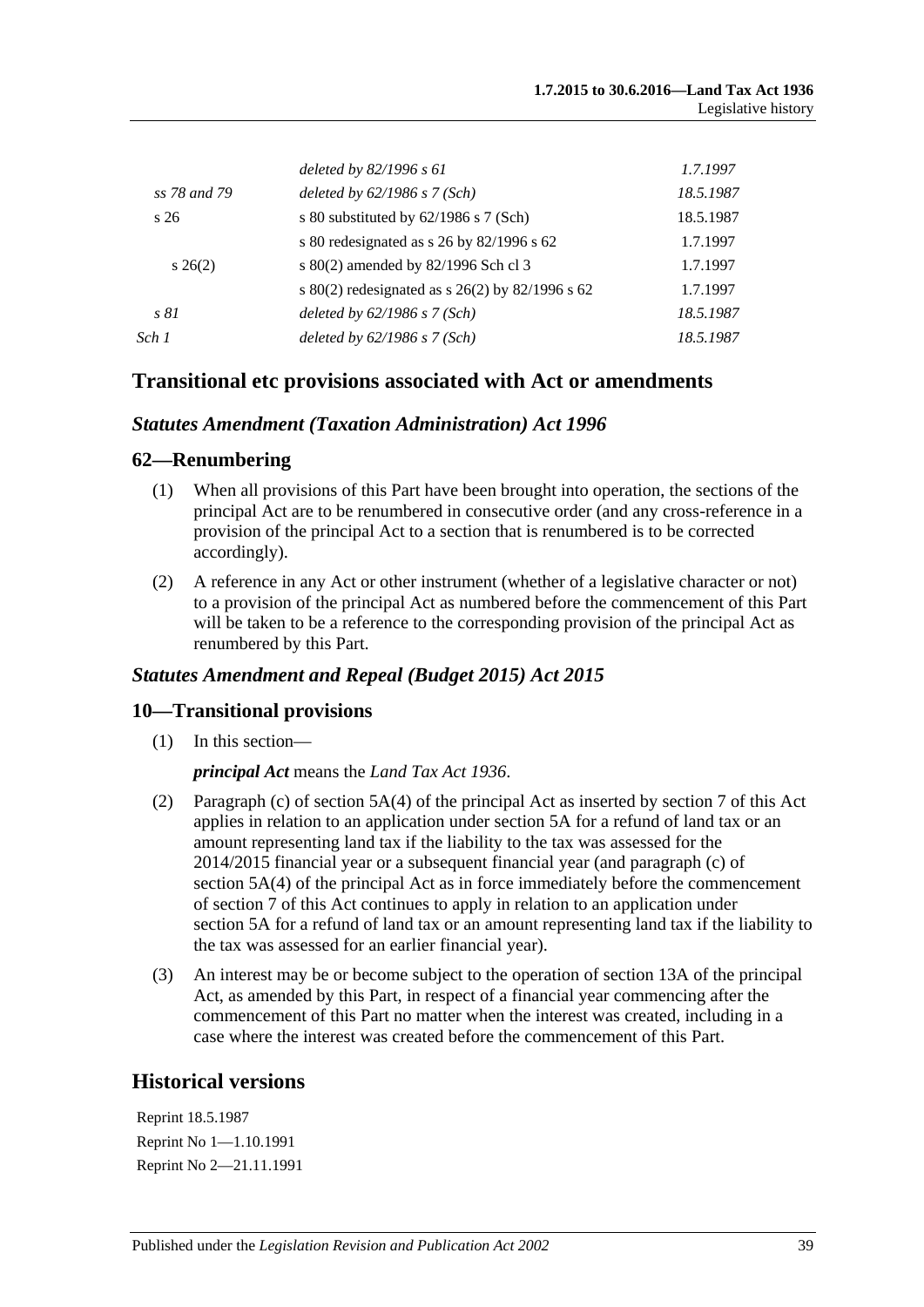| | | |
|---|---|---|
| | *deleted by 82/1996 s 61* | *1.7.1997* |
| *ss 78 and 79* | *deleted by 62/1986 s 7 (Sch)* | *18.5.1987* |
| s 26 | s 80 substituted by 62/1986 s 7 (Sch) | 18.5.1987 |
| | s 80 redesignated as s 26 by 82/1996 s 62 | 1.7.1997 |
| s 26(2) | s 80(2) amended by 82/1996 Sch cl 3 | 1.7.1997 |
| | s 80(2) redesignated as s 26(2) by 82/1996 s 62 | 1.7.1997 |
| *s 81* | *deleted by 62/1986 s 7 (Sch)* | *18.5.1987* |
| *Sch 1* | *deleted by 62/1986 s 7 (Sch)* | *18.5.1987* |

## Transitional etc provisions associated with Act or amendments

### *Statutes Amendment (Taxation Administration) Act 1996*

### 62—Renumbering

(1) When all provisions of this Part have been brought into operation, the sections of the principal Act are to be renumbered in consecutive order (and any cross-reference in a provision of the principal Act to a section that is renumbered is to be corrected accordingly).

(2) A reference in any Act or other instrument (whether of a legislative character or not) to a provision of the principal Act as numbered before the commencement of this Part will be taken to be a reference to the corresponding provision of the principal Act as renumbered by this Part.

### *Statutes Amendment and Repeal (Budget 2015) Act 2015*

### 10—Transitional provisions

(1) In this section—

***principal Act*** means the *Land Tax Act 1936*.

(2) Paragraph (c) of section 5A(4) of the principal Act as inserted by section 7 of this Act applies in relation to an application under section 5A for a refund of land tax or an amount representing land tax if the liability to the tax was assessed for the 2014/2015 financial year or a subsequent financial year (and paragraph (c) of section 5A(4) of the principal Act as in force immediately before the commencement of section 7 of this Act continues to apply in relation to an application under section 5A for a refund of land tax or an amount representing land tax if the liability to the tax was assessed for an earlier financial year).

(3) An interest may be or become subject to the operation of section 13A of the principal Act, as amended by this Part, in respect of a financial year commencing after the commencement of this Part no matter when the interest was created, including in a case where the interest was created before the commencement of this Part.

## Historical versions

Reprint 18.5.1987

Reprint No 1—1.10.1991

Reprint No 2—21.11.1991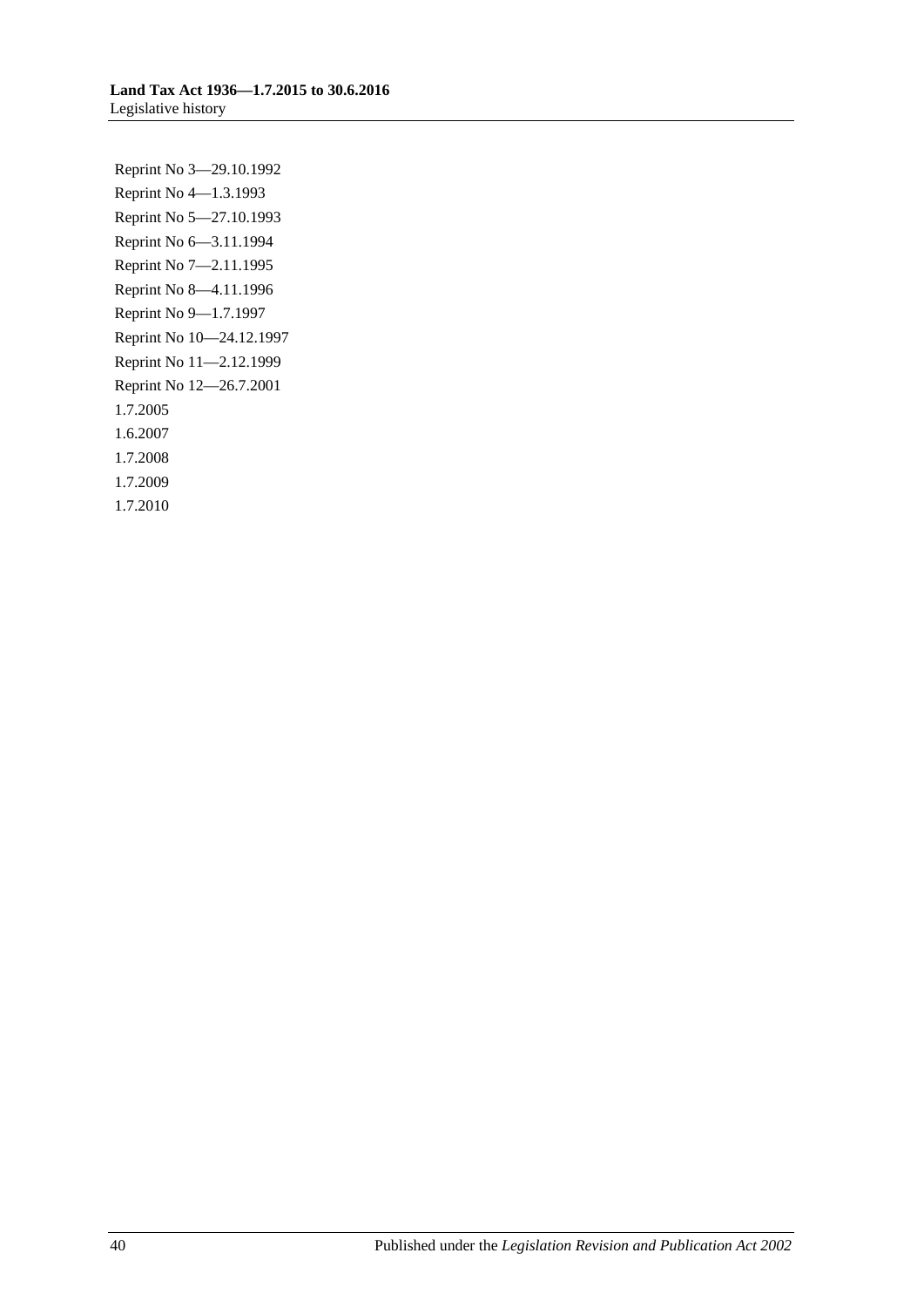Reprint No 3—29.10.1992

Reprint No 4—1.3.1993

Reprint No 5—27.10.1993

Reprint No 6—3.11.1994

Reprint No 7—2.11.1995

Reprint No 8—4.11.1996

Reprint No 9—1.7.1997

Reprint No 10—24.12.1997

Reprint No 11—2.12.1999

Reprint No 12—26.7.2001

1.7.2005

1.6.2007

1.7.2008

1.7.2009

1.7.2010